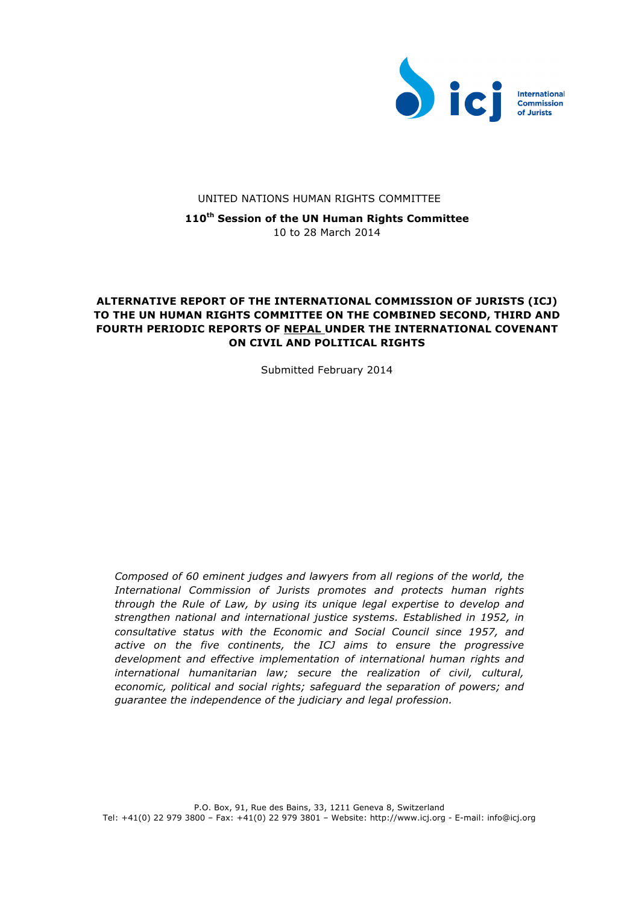International Commission of Jurists

UNITED NATIONS HUMAN RIGHTS COMMITTEE

**110th Session of the UN Human Rights Committee**
10 to 28 March 2014

# ALTERNATIVE REPORT OF THE INTERNATIONAL COMMISSION OF JURISTS (ICJ) TO THE UN HUMAN RIGHTS COMMITTEE ON THE COMBINED SECOND, THIRD AND FOURTH PERIODIC REPORTS OF NEPAL UNDER THE INTERNATIONAL COVENANT ON CIVIL AND POLITICAL RIGHTS

Submitted February 2014

*Composed of 60 eminent judges and lawyers from all regions of the world, the International Commission of Jurists promotes and protects human rights through the Rule of Law, by using its unique legal expertise to develop and strengthen national and international justice systems. Established in 1952, in consultative status with the Economic and Social Council since 1957, and active on the five continents, the ICJ aims to ensure the progressive development and effective implementation of international human rights and international humanitarian law; secure the realization of civil, cultural, economic, political and social rights; safeguard the separation of powers; and guarantee the independence of the judiciary and legal profession.*

P.O. Box, 91, Rue des Bains, 33, 1211 Geneva 8, Switzerland
Tel: +41(0) 22 979 3800 – Fax: +41(0) 22 979 3801 – Website: http://www.icj.org - E-mail: info@icj.org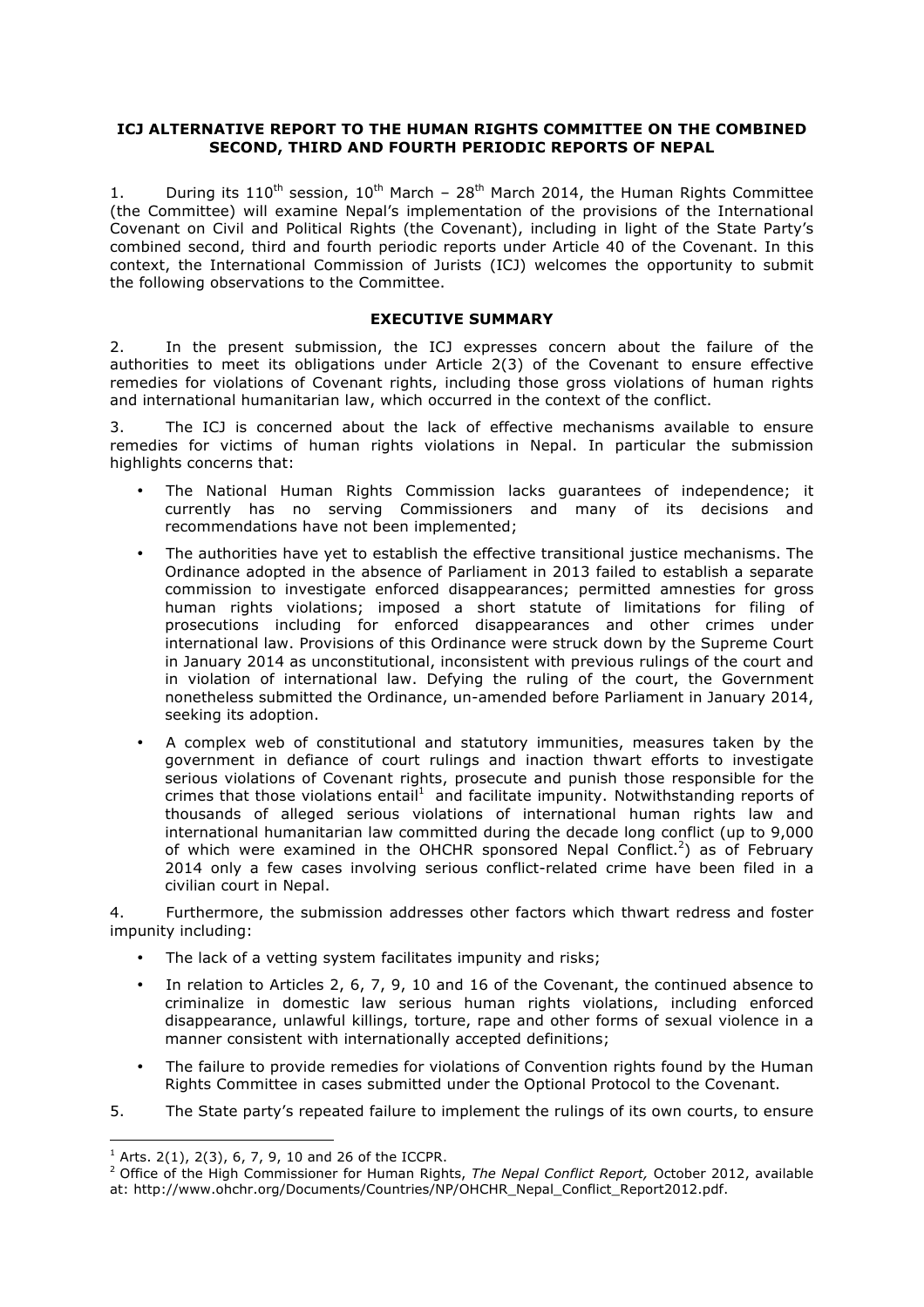**ICJ ALTERNATIVE REPORT TO THE HUMAN RIGHTS COMMITTEE ON THE COMBINED SECOND, THIRD AND FOURTH PERIODIC REPORTS OF NEPAL**

1. During its 110th session, 10th March – 28th March 2014, the Human Rights Committee (the Committee) will examine Nepal's implementation of the provisions of the International Covenant on Civil and Political Rights (the Covenant), including in light of the State Party's combined second, third and fourth periodic reports under Article 40 of the Covenant. In this context, the International Commission of Jurists (ICJ) welcomes the opportunity to submit the following observations to the Committee.

## EXECUTIVE SUMMARY

2. In the present submission, the ICJ expresses concern about the failure of the authorities to meet its obligations under Article 2(3) of the Covenant to ensure effective remedies for violations of Covenant rights, including those gross violations of human rights and international humanitarian law, which occurred in the context of the conflict.

3. The ICJ is concerned about the lack of effective mechanisms available to ensure remedies for victims of human rights violations in Nepal. In particular the submission highlights concerns that:

- The National Human Rights Commission lacks guarantees of independence; it currently has no serving Commissioners and many of its decisions and recommendations have not been implemented;
- The authorities have yet to establish the effective transitional justice mechanisms. The Ordinance adopted in the absence of Parliament in 2013 failed to establish a separate commission to investigate enforced disappearances; permitted amnesties for gross human rights violations; imposed a short statute of limitations for filing of prosecutions including for enforced disappearances and other crimes under international law. Provisions of this Ordinance were struck down by the Supreme Court in January 2014 as unconstitutional, inconsistent with previous rulings of the court and in violation of international law. Defying the ruling of the court, the Government nonetheless submitted the Ordinance, un-amended before Parliament in January 2014, seeking its adoption.
- A complex web of constitutional and statutory immunities, measures taken by the government in defiance of court rulings and inaction thwart efforts to investigate serious violations of Covenant rights, prosecute and punish those responsible for the crimes that those violations entail[1] and facilitate impunity. Notwithstanding reports of thousands of alleged serious violations of international human rights law and international humanitarian law committed during the decade long conflict (up to 9,000 of which were examined in the OHCHR sponsored Nepal Conflict.[2]) as of February 2014 only a few cases involving serious conflict-related crime have been filed in a civilian court in Nepal.

4. Furthermore, the submission addresses other factors which thwart redress and foster impunity including:

- The lack of a vetting system facilitates impunity and risks;
- In relation to Articles 2, 6, 7, 9, 10 and 16 of the Covenant, the continued absence to criminalize in domestic law serious human rights violations, including enforced disappearance, unlawful killings, torture, rape and other forms of sexual violence in a manner consistent with internationally accepted definitions;
- The failure to provide remedies for violations of Convention rights found by the Human Rights Committee in cases submitted under the Optional Protocol to the Covenant.

5. The State party's repeated failure to implement the rulings of its own courts, to ensure

---

[1] Arts. 2(1), 2(3), 6, 7, 9, 10 and 26 of the ICCPR.

[2] Office of the High Commissioner for Human Rights, *The Nepal Conflict Report,* October 2012, available at: http://www.ohchr.org/Documents/Countries/NP/OHCHR_Nepal_Conflict_Report2012.pdf.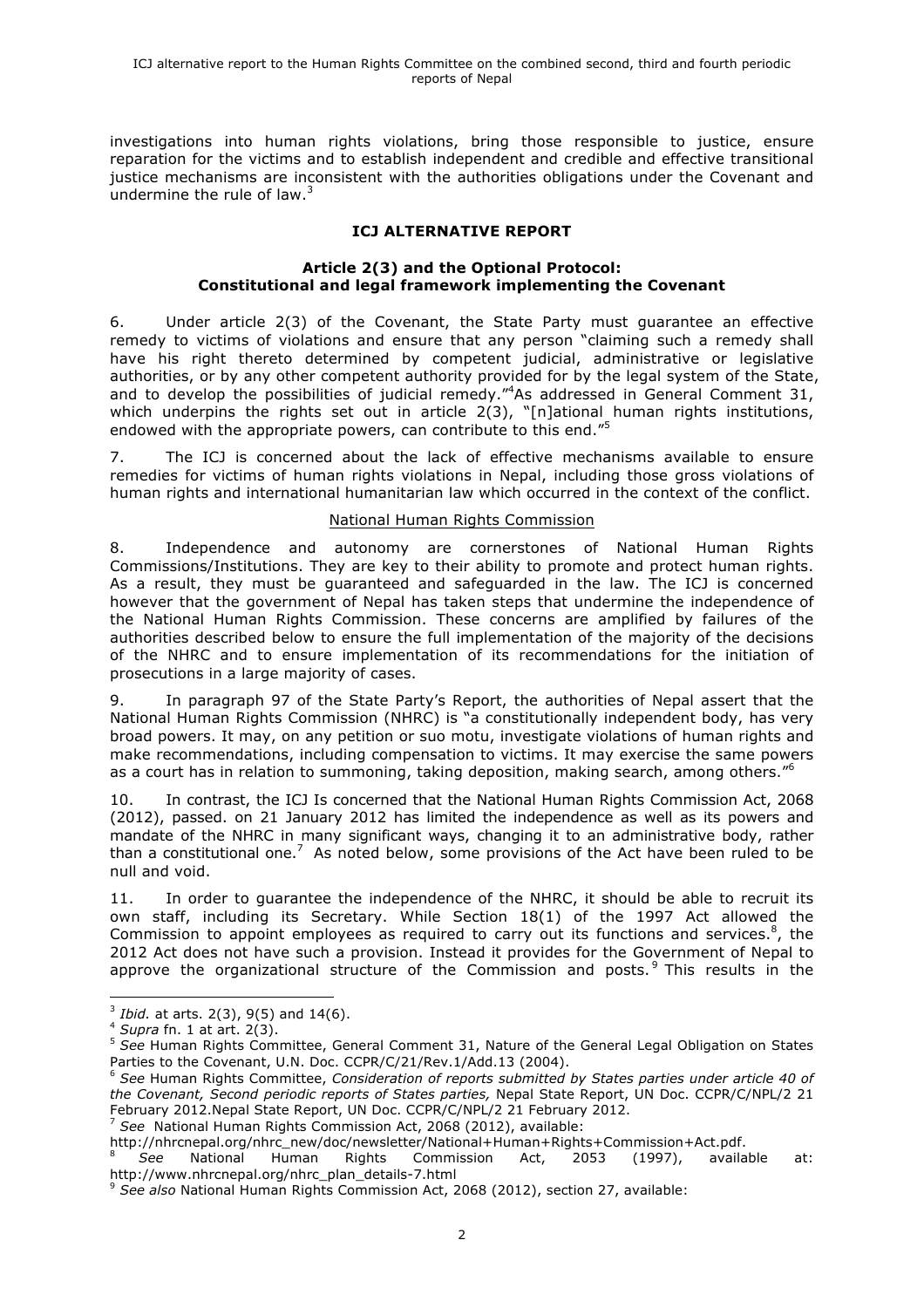investigations into human rights violations, bring those responsible to justice, ensure reparation for the victims and to establish independent and credible and effective transitional justice mechanisms are inconsistent with the authorities obligations under the Covenant and undermine the rule of law.[3]

## ICJ ALTERNATIVE REPORT

### Article 2(3) and the Optional Protocol: Constitutional and legal framework implementing the Covenant

6. Under article 2(3) of the Covenant, the State Party must guarantee an effective remedy to victims of violations and ensure that any person "claiming such a remedy shall have his right thereto determined by competent judicial, administrative or legislative authorities, or by any other competent authority provided for by the legal system of the State, and to develop the possibilities of judicial remedy."[4]As addressed in General Comment 31, which underpins the rights set out in article 2(3), "[n]ational human rights institutions, endowed with the appropriate powers, can contribute to this end."[5]

7. The ICJ is concerned about the lack of effective mechanisms available to ensure remedies for victims of human rights violations in Nepal, including those gross violations of human rights and international humanitarian law which occurred in the context of the conflict.

National Human Rights Commission

8. Independence and autonomy are cornerstones of National Human Rights Commissions/Institutions. They are key to their ability to promote and protect human rights. As a result, they must be guaranteed and safeguarded in the law. The ICJ is concerned however that the government of Nepal has taken steps that undermine the independence of the National Human Rights Commission. These concerns are amplified by failures of the authorities described below to ensure the full implementation of the majority of the decisions of the NHRC and to ensure implementation of its recommendations for the initiation of prosecutions in a large majority of cases.

9. In paragraph 97 of the State Party's Report, the authorities of Nepal assert that the National Human Rights Commission (NHRC) is "a constitutionally independent body, has very broad powers. It may, on any petition or suo motu, investigate violations of human rights and make recommendations, including compensation to victims. It may exercise the same powers as a court has in relation to summoning, taking deposition, making search, among others."[6]

10. In contrast, the ICJ Is concerned that the National Human Rights Commission Act, 2068 (2012), passed. on 21 January 2012 has limited the independence as well as its powers and mandate of the NHRC in many significant ways, changing it to an administrative body, rather than a constitutional one.[7] As noted below, some provisions of the Act have been ruled to be null and void.

11. In order to guarantee the independence of the NHRC, it should be able to recruit its own staff, including its Secretary. While Section 18(1) of the 1997 Act allowed the Commission to appoint employees as required to carry out its functions and services.[8], the 2012 Act does not have such a provision. Instead it provides for the Government of Nepal to approve the organizational structure of the Commission and posts.[9] This results in the

---

[3] *Ibid.* at arts. 2(3), 9(5) and 14(6).

[4] *Supra* fn. 1 at art. 2(3).

[5] *See* Human Rights Committee, General Comment 31, Nature of the General Legal Obligation on States Parties to the Covenant, U.N. Doc. CCPR/C/21/Rev.1/Add.13 (2004).

[6] *See* Human Rights Committee, *Consideration of reports submitted by States parties under article 40 of the Covenant, Second periodic reports of States parties,* Nepal State Report, UN Doc. CCPR/C/NPL/2 21 February 2012.Nepal State Report, UN Doc. CCPR/C/NPL/2 21 February 2012.

[7] *See* National Human Rights Commission Act, 2068 (2012), available: http://nhrcnepal.org/nhrc_new/doc/newsletter/National+Human+Rights+Commission+Act.pdf.

[8] *See* National Human Rights Commission Act, 2053 (1997), available at: http://www.nhrcnepal.org/nhrc_plan_details-7.html

[9] *See also* National Human Rights Commission Act, 2068 (2012), section 27, available: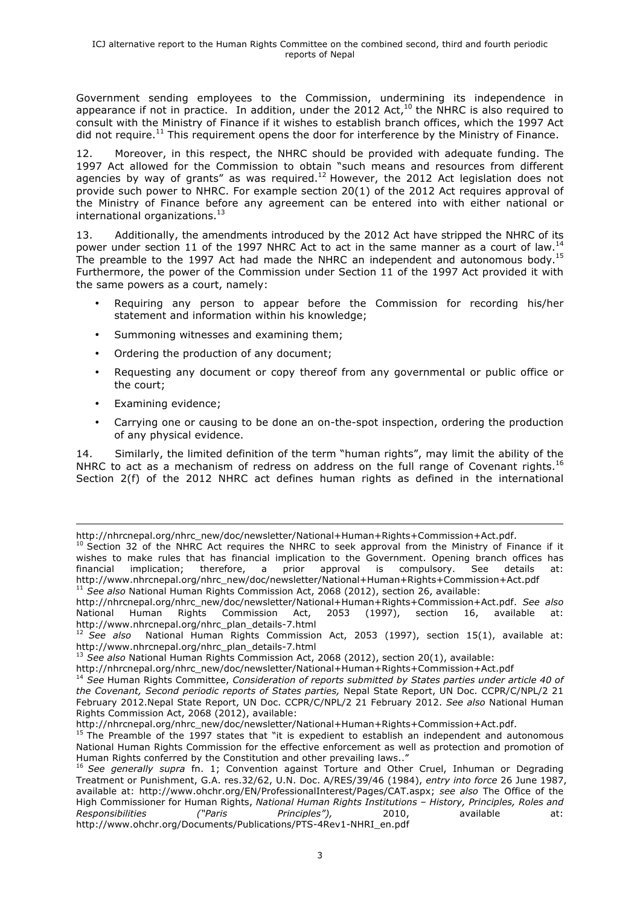Government sending employees to the Commission, undermining its independence in appearance if not in practice. In addition, under the 2012 Act,[10] the NHRC is also required to consult with the Ministry of Finance if it wishes to establish branch offices, which the 1997 Act did not require.[11] This requirement opens the door for interference by the Ministry of Finance.

12. Moreover, in this respect, the NHRC should be provided with adequate funding. The 1997 Act allowed for the Commission to obtain "such means and resources from different agencies by way of grants" as was required.[12] However, the 2012 Act legislation does not provide such power to NHRC. For example section 20(1) of the 2012 Act requires approval of the Ministry of Finance before any agreement can be entered into with either national or international organizations.[13]

13. Additionally, the amendments introduced by the 2012 Act have stripped the NHRC of its power under section 11 of the 1997 NHRC Act to act in the same manner as a court of law.[14] The preamble to the 1997 Act had made the NHRC an independent and autonomous body.[15] Furthermore, the power of the Commission under Section 11 of the 1997 Act provided it with the same powers as a court, namely:

- Requiring any person to appear before the Commission for recording his/her statement and information within his knowledge;
- Summoning witnesses and examining them;
- Ordering the production of any document;
- Requesting any document or copy thereof from any governmental or public office or the court;
- Examining evidence;
- Carrying one or causing to be done an on-the-spot inspection, ordering the production of any physical evidence.

14. Similarly, the limited definition of the term "human rights", may limit the ability of the NHRC to act as a mechanism of redress on address on the full range of Covenant rights.[16] Section 2(f) of the 2012 NHRC act defines human rights as defined in the international

---

http://nhrcnepal.org/nhrc_new/doc/newsletter/National+Human+Rights+Commission+Act.pdf.

[10] Section 32 of the NHRC Act requires the NHRC to seek approval from the Ministry of Finance if it wishes to make rules that has financial implication to the Government. Opening branch offices has financial implication; therefore, a prior approval is compulsory. See details at: http://www.nhrcnepal.org/nhrc_new/doc/newsletter/National+Human+Rights+Commission+Act.pdf

[11] *See also* National Human Rights Commission Act, 2068 (2012), section 26, available: http://nhrcnepal.org/nhrc_new/doc/newsletter/National+Human+Rights+Commission+Act.pdf. *See also* National Human Rights Commission Act, 2053 (1997), section 16, available at: http://www.nhrcnepal.org/nhrc_plan_details-7.html

[12] *See also* National Human Rights Commission Act, 2053 (1997), section 15(1), available at: http://www.nhrcnepal.org/nhrc_plan_details-7.html

[13] *See also* National Human Rights Commission Act, 2068 (2012), section 20(1), available: http://nhrcnepal.org/nhrc_new/doc/newsletter/National+Human+Rights+Commission+Act.pdf

[14] *See* Human Rights Committee, *Consideration of reports submitted by States parties under article 40 of the Covenant, Second periodic reports of States parties,* Nepal State Report, UN Doc. CCPR/C/NPL/2 21 February 2012.Nepal State Report, UN Doc. CCPR/C/NPL/2 21 February 2012. *See also* National Human Rights Commission Act, 2068 (2012), available: http://nhrcnepal.org/nhrc_new/doc/newsletter/National+Human+Rights+Commission+Act.pdf.

[15] The Preamble of the 1997 states that "it is expedient to establish an independent and autonomous National Human Rights Commission for the effective enforcement as well as protection and promotion of Human Rights conferred by the Constitution and other prevailing laws.."

[16] *See generally supra* fn. 1; Convention against Torture and Other Cruel, Inhuman or Degrading Treatment or Punishment, G.A. res.32/62, U.N. Doc. A/RES/39/46 (1984), *entry into force* 26 June 1987, available at: http://www.ohchr.org/EN/ProfessionalInterest/Pages/CAT.aspx; *see also* The Office of the High Commissioner for Human Rights, *National Human Rights Institutions – History, Principles, Roles and Responsibilities ("Paris Principles"),* 2010, available at: http://www.ohchr.org/Documents/Publications/PTS-4Rev1-NHRI_en.pdf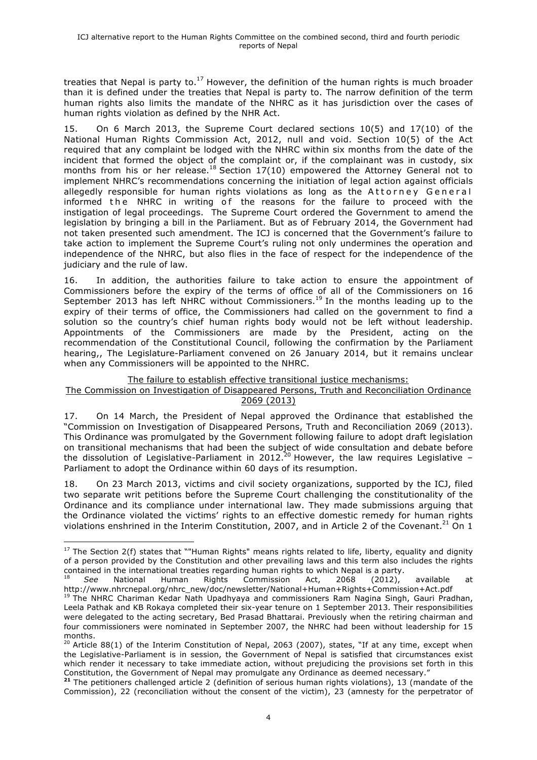treaties that Nepal is party to.[17] However, the definition of the human rights is much broader than it is defined under the treaties that Nepal is party to. The narrow definition of the term human rights also limits the mandate of the NHRC as it has jurisdiction over the cases of human rights violation as defined by the NHR Act.

15. On 6 March 2013, the Supreme Court declared sections 10(5) and 17(10) of the National Human Rights Commission Act, 2012, null and void. Section 10(5) of the Act required that any complaint be lodged with the NHRC within six months from the date of the incident that formed the object of the complaint or, if the complainant was in custody, six months from his or her release.[18] Section 17(10) empowered the Attorney General not to implement NHRC's recommendations concerning the initiation of legal action against officials allegedly responsible for human rights violations as long as the Attorney General informed the NHRC in writing of the reasons for the failure to proceed with the instigation of legal proceedings. The Supreme Court ordered the Government to amend the legislation by bringing a bill in the Parliament. But as of February 2014, the Government had not taken presented such amendment. The ICJ is concerned that the Government's failure to take action to implement the Supreme Court's ruling not only undermines the operation and independence of the NHRC, but also flies in the face of respect for the independence of the judiciary and the rule of law.

16. In addition, the authorities failure to take action to ensure the appointment of Commissioners before the expiry of the terms of office of all of the Commissioners on 16 September 2013 has left NHRC without Commissioners.[19] In the months leading up to the expiry of their terms of office, the Commissioners had called on the government to find a solution so the country's chief human rights body would not be left without leadership. Appointments of the Commissioners are made by the President, acting on the recommendation of the Constitutional Council, following the confirmation by the Parliament hearing,, The Legislature-Parliament convened on 26 January 2014, but it remains unclear when any Commissioners will be appointed to the NHRC.

<u>The failure to establish effective transitional justice mechanisms:</u>
<u>The Commission on Investigation of Disappeared Persons, Truth and Reconciliation Ordinance 2069 (2013)</u>

17. On 14 March, the President of Nepal approved the Ordinance that established the "Commission on Investigation of Disappeared Persons, Truth and Reconciliation 2069 (2013). This Ordinance was promulgated by the Government following failure to adopt draft legislation on transitional mechanisms that had been the subject of wide consultation and debate before the dissolution of Legislative-Parliament in 2012.[20] However, the law requires Legislative – Parliament to adopt the Ordinance within 60 days of its resumption.

18. On 23 March 2013, victims and civil society organizations, supported by the ICJ, filed two separate writ petitions before the Supreme Court challenging the constitutionality of the Ordinance and its compliance under international law. They made submissions arguing that the Ordinance violated the victims' rights to an effective domestic remedy for human rights violations enshrined in the Interim Constitution, 2007, and in Article 2 of the Covenant.[21] On 1

---

[17] The Section 2(f) states that ""Human Rights" means rights related to life, liberty, equality and dignity of a person provided by the Constitution and other prevailing laws and this term also includes the rights contained in the international treaties regarding human rights to which Nepal is a party.

[18] *See* National Human Rights Commission Act, 2068 (2012), available at http://www.nhrcnepal.org/nhrc_new/doc/newsletter/National+Human+Rights+Commission+Act.pdf

[19] The NHRC Chariman Kedar Nath Upadhyaya and commissioners Ram Nagina Singh, Gauri Pradhan, Leela Pathak and KB Rokaya completed their six-year tenure on 1 September 2013. Their responsibilities were delegated to the acting secretary, Bed Prasad Bhattarai. Previously when the retiring chairman and four commissioners were nominated in September 2007, the NHRC had been without leadership for 15 months.

[20] Article 88(1) of the Interim Constitution of Nepal, 2063 (2007), states, "If at any time, except when the Legislative-Parliament is in session, the Government of Nepal is satisfied that circumstances exist which render it necessary to take immediate action, without prejudicing the provisions set forth in this Constitution, the Government of Nepal may promulgate any Ordinance as deemed necessary."

**[21]** The petitioners challenged article 2 (definition of serious human rights violations), 13 (mandate of the Commission), 22 (reconciliation without the consent of the victim), 23 (amnesty for the perpetrator of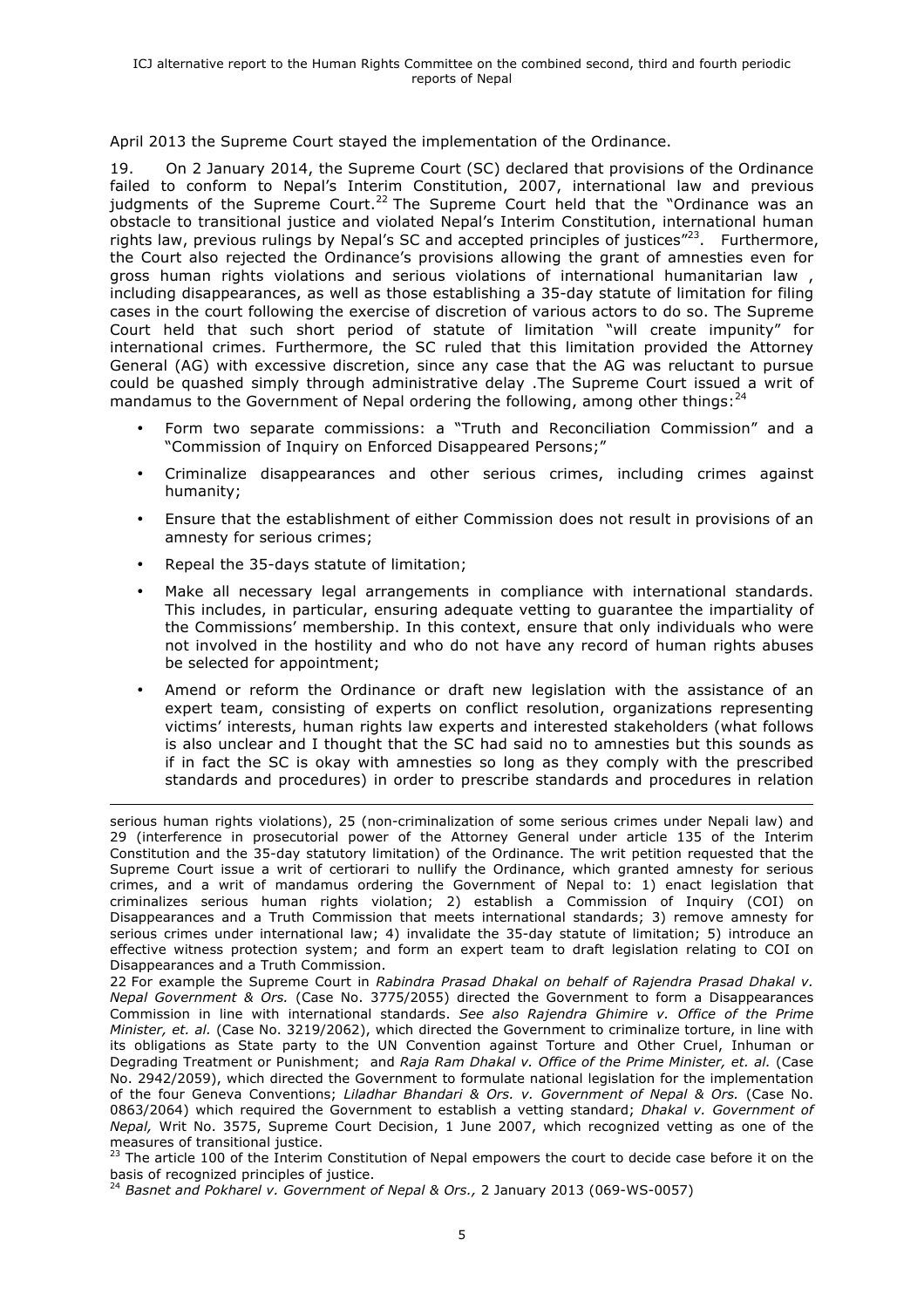April 2013 the Supreme Court stayed the implementation of the Ordinance.

19. On 2 January 2014, the Supreme Court (SC) declared that provisions of the Ordinance failed to conform to Nepal's Interim Constitution, 2007, international law and previous judgments of the Supreme Court.[22] The Supreme Court held that the "Ordinance was an obstacle to transitional justice and violated Nepal's Interim Constitution, international human rights law, previous rulings by Nepal's SC and accepted principles of justices"[23]. Furthermore, the Court also rejected the Ordinance's provisions allowing the grant of amnesties even for gross human rights violations and serious violations of international humanitarian law , including disappearances, as well as those establishing a 35-day statute of limitation for filing cases in the court following the exercise of discretion of various actors to do so. The Supreme Court held that such short period of statute of limitation "will create impunity" for international crimes. Furthermore, the SC ruled that this limitation provided the Attorney General (AG) with excessive discretion, since any case that the AG was reluctant to pursue could be quashed simply through administrative delay .The Supreme Court issued a writ of mandamus to the Government of Nepal ordering the following, among other things:[24]

- Form two separate commissions: a "Truth and Reconciliation Commission" and a "Commission of Inquiry on Enforced Disappeared Persons;"
- Criminalize disappearances and other serious crimes, including crimes against humanity;
- Ensure that the establishment of either Commission does not result in provisions of an amnesty for serious crimes;
- Repeal the 35-days statute of limitation;
- Make all necessary legal arrangements in compliance with international standards. This includes, in particular, ensuring adequate vetting to guarantee the impartiality of the Commissions' membership. In this context, ensure that only individuals who were not involved in the hostility and who do not have any record of human rights abuses be selected for appointment;
- Amend or reform the Ordinance or draft new legislation with the assistance of an expert team, consisting of experts on conflict resolution, organizations representing victims' interests, human rights law experts and interested stakeholders (what follows is also unclear and I thought that the SC had said no to amnesties but this sounds as if in fact the SC is okay with amnesties so long as they comply with the prescribed standards and procedures) in order to prescribe standards and procedures in relation

---

serious human rights violations), 25 (non-criminalization of some serious crimes under Nepali law) and 29 (interference in prosecutorial power of the Attorney General under article 135 of the Interim Constitution and the 35-day statutory limitation) of the Ordinance. The writ petition requested that the Supreme Court issue a writ of certiorari to nullify the Ordinance, which granted amnesty for serious crimes, and a writ of mandamus ordering the Government of Nepal to: 1) enact legislation that criminalizes serious human rights violation; 2) establish a Commission of Inquiry (COI) on Disappearances and a Truth Commission that meets international standards; 3) remove amnesty for serious crimes under international law; 4) invalidate the 35-day statute of limitation; 5) introduce an effective witness protection system; and form an expert team to draft legislation relating to COI on Disappearances and a Truth Commission.

22 For example the Supreme Court in *Rabindra Prasad Dhakal on behalf of Rajendra Prasad Dhakal v. Nepal Government & Ors.* (Case No. 3775/2055) directed the Government to form a Disappearances Commission in line with international standards. *See also Rajendra Ghimire v. Office of the Prime Minister, et. al.* (Case No. 3219/2062), which directed the Government to criminalize torture, in line with its obligations as State party to the UN Convention against Torture and Other Cruel, Inhuman or Degrading Treatment or Punishment; and *Raja Ram Dhakal v. Office of the Prime Minister, et. al.* (Case No. 2942/2059), which directed the Government to formulate national legislation for the implementation of the four Geneva Conventions; *Liladhar Bhandari & Ors. v. Government of Nepal & Ors.* (Case No. 0863/2064) which required the Government to establish a vetting standard; *Dhakal v. Government of Nepal,* Writ No. 3575, Supreme Court Decision, 1 June 2007, which recognized vetting as one of the measures of transitional justice.

23 The article 100 of the Interim Constitution of Nepal empowers the court to decide case before it on the basis of recognized principles of justice.

24 *Basnet and Pokharel v. Government of Nepal & Ors.,* 2 January 2013 (069-WS-0057)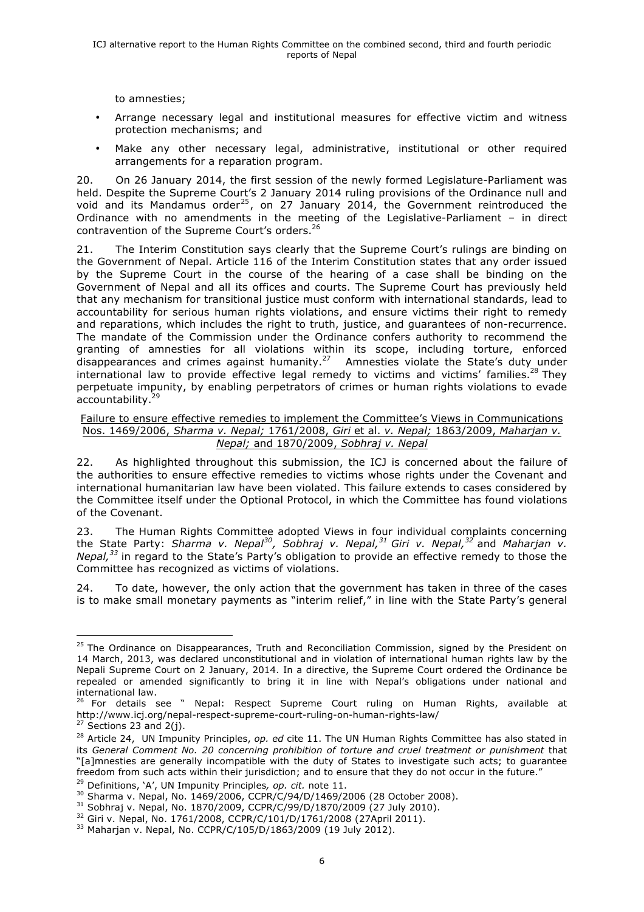to amnesties;

- Arrange necessary legal and institutional measures for effective victim and witness protection mechanisms; and
- Make any other necessary legal, administrative, institutional or other required arrangements for a reparation program.

20. On 26 January 2014, the first session of the newly formed Legislature-Parliament was held. Despite the Supreme Court's 2 January 2014 ruling provisions of the Ordinance null and void and its Mandamus order[25], on 27 January 2014, the Government reintroduced the Ordinance with no amendments in the meeting of the Legislative-Parliament – in direct contravention of the Supreme Court's orders.[26]

21. The Interim Constitution says clearly that the Supreme Court's rulings are binding on the Government of Nepal. Article 116 of the Interim Constitution states that any order issued by the Supreme Court in the course of the hearing of a case shall be binding on the Government of Nepal and all its offices and courts. The Supreme Court has previously held that any mechanism for transitional justice must conform with international standards, lead to accountability for serious human rights violations, and ensure victims their right to remedy and reparations, which includes the right to truth, justice, and guarantees of non-recurrence. The mandate of the Commission under the Ordinance confers authority to recommend the granting of amnesties for all violations within its scope, including torture, enforced disappearances and crimes against humanity.[27] Amnesties violate the State's duty under international law to provide effective legal remedy to victims and victims' families.[28] They perpetuate impunity, by enabling perpetrators of crimes or human rights violations to evade accountability.[29]

<u>Failure to ensure effective remedies to implement the Committee's Views in Communications Nos. 1469/2006, *Sharma v. Nepal;* 1761/2008, *Giri* et al. *v. Nepal;* 1863/2009, *Maharjan v. Nepal;* and 1870/2009, *Sobhraj v. Nepal*</u>

22. As highlighted throughout this submission, the ICJ is concerned about the failure of the authorities to ensure effective remedies to victims whose rights under the Covenant and international humanitarian law have been violated. This failure extends to cases considered by the Committee itself under the Optional Protocol, in which the Committee has found violations of the Covenant.

23. The Human Rights Committee adopted Views in four individual complaints concerning the State Party: *Sharma v. Nepal*[30]*, Sobhraj v. Nepal,*[31] *Giri v. Nepal,*[32] and *Maharjan v. Nepal,*[33] in regard to the State's Party's obligation to provide an effective remedy to those the Committee has recognized as victims of violations.

24. To date, however, the only action that the government has taken in three of the cases is to make small monetary payments as "interim relief," in line with the State Party's general

---

[25] The Ordinance on Disappearances, Truth and Reconciliation Commission, signed by the President on 14 March, 2013, was declared unconstitutional and in violation of international human rights law by the Nepali Supreme Court on 2 January, 2014. In a directive, the Supreme Court ordered the Ordinance be repealed or amended significantly to bring it in line with Nepal's obligations under national and international law.

[26] For details see " Nepal: Respect Supreme Court ruling on Human Rights, available at http://www.icj.org/nepal-respect-supreme-court-ruling-on-human-rights-law/

[27] Sections 23 and 2(j).

[28] Article 24, UN Impunity Principles, *op. ed* cite 11. The UN Human Rights Committee has also stated in its *General Comment No. 20 concerning prohibition of torture and cruel treatment or punishment* that "[a]mnesties are generally incompatible with the duty of States to investigate such acts; to guarantee freedom from such acts within their jurisdiction; and to ensure that they do not occur in the future."

[29] Definitions, 'A', UN Impunity Principles*, op. cit.* note 11.

[30] Sharma v. Nepal, No. 1469/2006, CCPR/C/94/D/1469/2006 (28 October 2008).

[31] Sobhraj v. Nepal, No. 1870/2009, CCPR/C/99/D/1870/2009 (27 July 2010).

[32] Giri v. Nepal, No. 1761/2008, CCPR/C/101/D/1761/2008 (27April 2011).

[33] Maharjan v. Nepal, No. CCPR/C/105/D/1863/2009 (19 July 2012).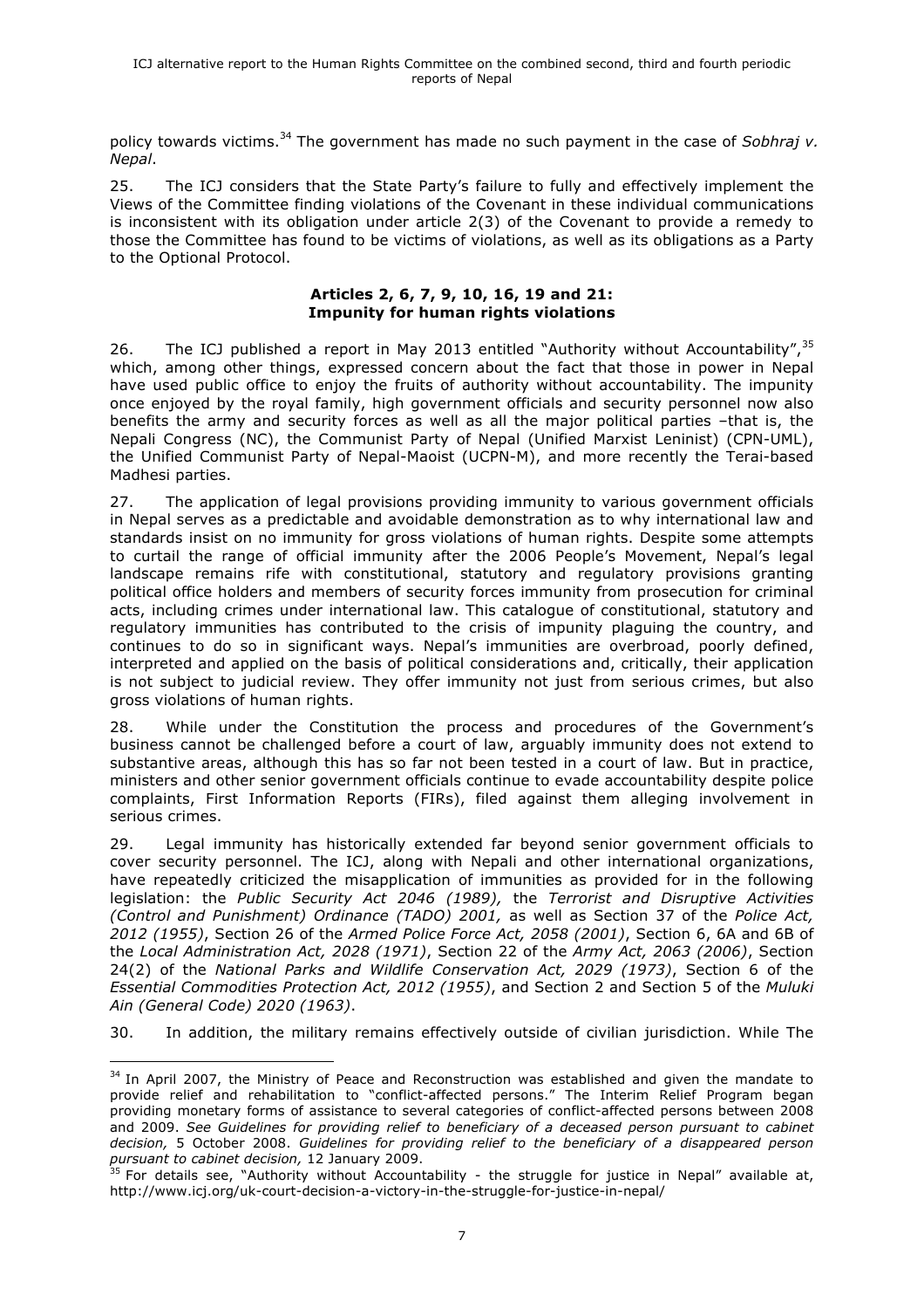policy towards victims.[34] The government has made no such payment in the case of *Sobhraj v. Nepal*.

25. The ICJ considers that the State Party's failure to fully and effectively implement the Views of the Committee finding violations of the Covenant in these individual communications is inconsistent with its obligation under article 2(3) of the Covenant to provide a remedy to those the Committee has found to be victims of violations, as well as its obligations as a Party to the Optional Protocol.

### Articles 2, 6, 7, 9, 10, 16, 19 and 21: Impunity for human rights violations

26. The ICJ published a report in May 2013 entitled "Authority without Accountability",[35] which, among other things, expressed concern about the fact that those in power in Nepal have used public office to enjoy the fruits of authority without accountability. The impunity once enjoyed by the royal family, high government officials and security personnel now also benefits the army and security forces as well as all the major political parties –that is, the Nepali Congress (NC), the Communist Party of Nepal (Unified Marxist Leninist) (CPN-UML), the Unified Communist Party of Nepal-Maoist (UCPN-M), and more recently the Terai-based Madhesi parties.

27. The application of legal provisions providing immunity to various government officials in Nepal serves as a predictable and avoidable demonstration as to why international law and standards insist on no immunity for gross violations of human rights. Despite some attempts to curtail the range of official immunity after the 2006 People's Movement, Nepal's legal landscape remains rife with constitutional, statutory and regulatory provisions granting political office holders and members of security forces immunity from prosecution for criminal acts, including crimes under international law. This catalogue of constitutional, statutory and regulatory immunities has contributed to the crisis of impunity plaguing the country, and continues to do so in significant ways. Nepal's immunities are overbroad, poorly defined, interpreted and applied on the basis of political considerations and, critically, their application is not subject to judicial review. They offer immunity not just from serious crimes, but also gross violations of human rights.

28. While under the Constitution the process and procedures of the Government's business cannot be challenged before a court of law, arguably immunity does not extend to substantive areas, although this has so far not been tested in a court of law. But in practice, ministers and other senior government officials continue to evade accountability despite police complaints, First Information Reports (FIRs), filed against them alleging involvement in serious crimes.

29. Legal immunity has historically extended far beyond senior government officials to cover security personnel. The ICJ, along with Nepali and other international organizations, have repeatedly criticized the misapplication of immunities as provided for in the following legislation: the *Public Security Act 2046 (1989),* the *Terrorist and Disruptive Activities (Control and Punishment) Ordinance (TADO) 2001,* as well as Section 37 of the *Police Act, 2012 (1955)*, Section 26 of the *Armed Police Force Act, 2058 (2001)*, Section 6, 6A and 6B of the *Local Administration Act, 2028 (1971)*, Section 22 of the *Army Act, 2063 (2006)*, Section 24(2) of the *National Parks and Wildlife Conservation Act, 2029 (1973)*, Section 6 of the *Essential Commodities Protection Act, 2012 (1955)*, and Section 2 and Section 5 of the *Muluki Ain (General Code) 2020 (1963)*.

30. In addition, the military remains effectively outside of civilian jurisdiction. While The

---

[34] In April 2007, the Ministry of Peace and Reconstruction was established and given the mandate to provide relief and rehabilitation to "conflict-affected persons." The Interim Relief Program began providing monetary forms of assistance to several categories of conflict-affected persons between 2008 and 2009. *See Guidelines for providing relief to beneficiary of a deceased person pursuant to cabinet decision,* 5 October 2008. *Guidelines for providing relief to the beneficiary of a disappeared person pursuant to cabinet decision,* 12 January 2009.

[35] For details see, "Authority without Accountability - the struggle for justice in Nepal" available at, http://www.icj.org/uk-court-decision-a-victory-in-the-struggle-for-justice-in-nepal/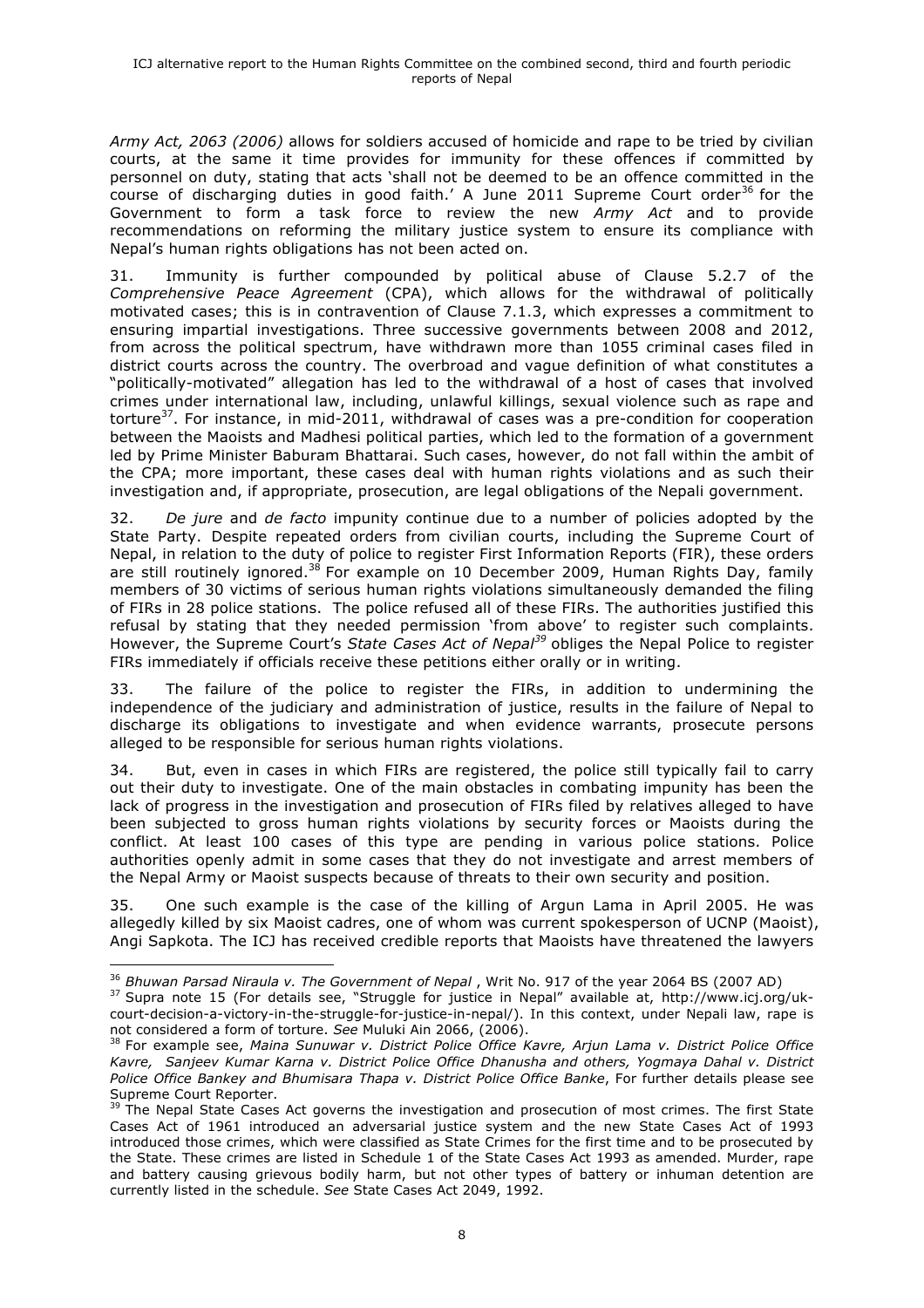*Army Act, 2063 (2006)* allows for soldiers accused of homicide and rape to be tried by civilian courts, at the same it time provides for immunity for these offences if committed by personnel on duty, stating that acts 'shall not be deemed to be an offence committed in the course of discharging duties in good faith.' A June 2011 Supreme Court order[36] for the Government to form a task force to review the new *Army Act* and to provide recommendations on reforming the military justice system to ensure its compliance with Nepal's human rights obligations has not been acted on.

31. Immunity is further compounded by political abuse of Clause 5.2.7 of the *Comprehensive Peace Agreement* (CPA), which allows for the withdrawal of politically motivated cases; this is in contravention of Clause 7.1.3, which expresses a commitment to ensuring impartial investigations. Three successive governments between 2008 and 2012, from across the political spectrum, have withdrawn more than 1055 criminal cases filed in district courts across the country. The overbroad and vague definition of what constitutes a "politically-motivated" allegation has led to the withdrawal of a host of cases that involved crimes under international law, including, unlawful killings, sexual violence such as rape and torture[37]. For instance, in mid-2011, withdrawal of cases was a pre-condition for cooperation between the Maoists and Madhesi political parties, which led to the formation of a government led by Prime Minister Baburam Bhattarai. Such cases, however, do not fall within the ambit of the CPA; more important, these cases deal with human rights violations and as such their investigation and, if appropriate, prosecution, are legal obligations of the Nepali government.

32. *De jure* and *de facto* impunity continue due to a number of policies adopted by the State Party. Despite repeated orders from civilian courts, including the Supreme Court of Nepal, in relation to the duty of police to register First Information Reports (FIR), these orders are still routinely ignored.[38] For example on 10 December 2009, Human Rights Day, family members of 30 victims of serious human rights violations simultaneously demanded the filing of FIRs in 28 police stations. The police refused all of these FIRs. The authorities justified this refusal by stating that they needed permission 'from above' to register such complaints. However, the Supreme Court's *State Cases Act of Nepal*[39] obliges the Nepal Police to register FIRs immediately if officials receive these petitions either orally or in writing.

33. The failure of the police to register the FIRs, in addition to undermining the independence of the judiciary and administration of justice, results in the failure of Nepal to discharge its obligations to investigate and when evidence warrants, prosecute persons alleged to be responsible for serious human rights violations.

34. But, even in cases in which FIRs are registered, the police still typically fail to carry out their duty to investigate. One of the main obstacles in combating impunity has been the lack of progress in the investigation and prosecution of FIRs filed by relatives alleged to have been subjected to gross human rights violations by security forces or Maoists during the conflict. At least 100 cases of this type are pending in various police stations. Police authorities openly admit in some cases that they do not investigate and arrest members of the Nepal Army or Maoist suspects because of threats to their own security and position.

35. One such example is the case of the killing of Argun Lama in April 2005. He was allegedly killed by six Maoist cadres, one of whom was current spokesperson of UCNP (Maoist), Angi Sapkota. The ICJ has received credible reports that Maoists have threatened the lawyers

---

[36] *Bhuwan Parsad Niraula v. The Government of Nepal* , Writ No. 917 of the year 2064 BS (2007 AD)

[37] Supra note 15 (For details see, "Struggle for justice in Nepal" available at, http://www.icj.org/uk-court-decision-a-victory-in-the-struggle-for-justice-in-nepal/). In this context, under Nepali law, rape is not considered a form of torture. *See* Muluki Ain 2066, (2006).

[38] For example see, *Maina Sunuwar v. District Police Office Kavre, Arjun Lama v. District Police Office Kavre, Sanjeev Kumar Karna v. District Police Office Dhanusha and others, Yogmaya Dahal v. District Police Office Bankey and Bhumisara Thapa v. District Police Office Banke*, For further details please see Supreme Court Reporter.

[39] The Nepal State Cases Act governs the investigation and prosecution of most crimes. The first State Cases Act of 1961 introduced an adversarial justice system and the new State Cases Act of 1993 introduced those crimes, which were classified as State Crimes for the first time and to be prosecuted by the State. These crimes are listed in Schedule 1 of the State Cases Act 1993 as amended. Murder, rape and battery causing grievous bodily harm, but not other types of battery or inhuman detention are currently listed in the schedule. *See* State Cases Act 2049, 1992.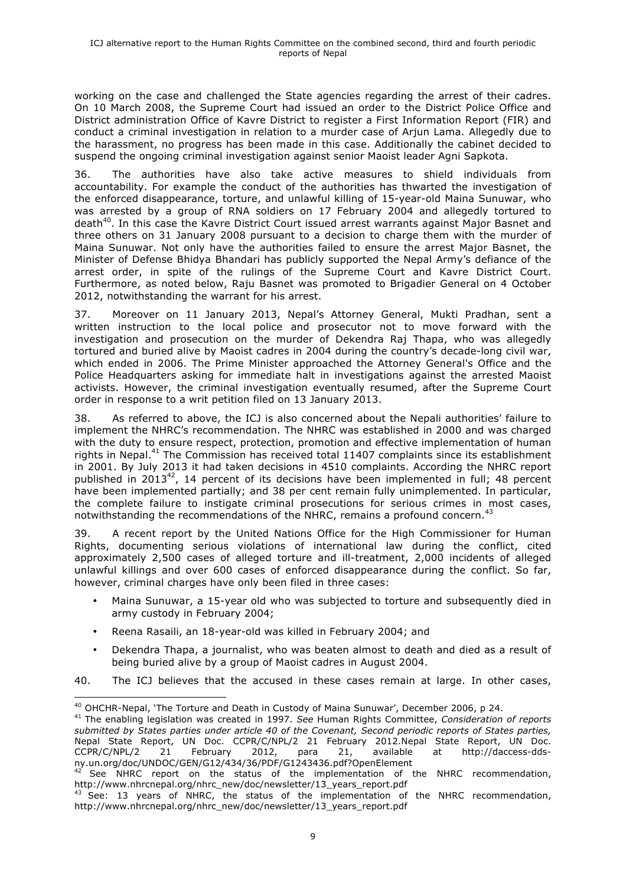working on the case and challenged the State agencies regarding the arrest of their cadres. On 10 March 2008, the Supreme Court had issued an order to the District Police Office and District administration Office of Kavre District to register a First Information Report (FIR) and conduct a criminal investigation in relation to a murder case of Arjun Lama. Allegedly due to the harassment, no progress has been made in this case. Additionally the cabinet decided to suspend the ongoing criminal investigation against senior Maoist leader Agni Sapkota.

36. The authorities have also take active measures to shield individuals from accountability. For example the conduct of the authorities has thwarted the investigation of the enforced disappearance, torture, and unlawful killing of 15-year-old Maina Sunuwar, who was arrested by a group of RNA soldiers on 17 February 2004 and allegedly tortured to death[40]. In this case the Kavre District Court issued arrest warrants against Major Basnet and three others on 31 January 2008 pursuant to a decision to charge them with the murder of Maina Sunuwar. Not only have the authorities failed to ensure the arrest Major Basnet, the Minister of Defense Bhidya Bhandari has publicly supported the Nepal Army's defiance of the arrest order, in spite of the rulings of the Supreme Court and Kavre District Court. Furthermore, as noted below, Raju Basnet was promoted to Brigadier General on 4 October 2012, notwithstanding the warrant for his arrest.

37. Moreover on 11 January 2013, Nepal's Attorney General, Mukti Pradhan, sent a written instruction to the local police and prosecutor not to move forward with the investigation and prosecution on the murder of Dekendra Raj Thapa, who was allegedly tortured and buried alive by Maoist cadres in 2004 during the country's decade-long civil war, which ended in 2006. The Prime Minister approached the Attorney General's Office and the Police Headquarters asking for immediate halt in investigations against the arrested Maoist activists. However, the criminal investigation eventually resumed, after the Supreme Court order in response to a writ petition filed on 13 January 2013.

38. As referred to above, the ICJ is also concerned about the Nepali authorities' failure to implement the NHRC's recommendation. The NHRC was established in 2000 and was charged with the duty to ensure respect, protection, promotion and effective implementation of human rights in Nepal.[41] The Commission has received total 11407 complaints since its establishment in 2001. By July 2013 it had taken decisions in 4510 complaints. According the NHRC report published in 2013[42], 14 percent of its decisions have been implemented in full; 48 percent have been implemented partially; and 38 per cent remain fully unimplemented. In particular, the complete failure to instigate criminal prosecutions for serious crimes in most cases, notwithstanding the recommendations of the NHRC, remains a profound concern.[43]

39. A recent report by the United Nations Office for the High Commissioner for Human Rights, documenting serious violations of international law during the conflict, cited approximately 2,500 cases of alleged torture and ill-treatment, 2,000 incidents of alleged unlawful killings and over 600 cases of enforced disappearance during the conflict. So far, however, criminal charges have only been filed in three cases:

- Maina Sunuwar, a 15-year old who was subjected to torture and subsequently died in army custody in February 2004;
- Reena Rasaili, an 18-year-old was killed in February 2004; and
- Dekendra Thapa, a journalist, who was beaten almost to death and died as a result of being buried alive by a group of Maoist cadres in August 2004.

40. The ICJ believes that the accused in these cases remain at large. In other cases,

---

[40] OHCHR-Nepal, 'The Torture and Death in Custody of Maina Sunuwar', December 2006, p 24.

[41] The enabling legislation was created in 1997. *See* Human Rights Committee, *Consideration of reports submitted by States parties under article 40 of the Covenant, Second periodic reports of States parties,* Nepal State Report, UN Doc. CCPR/C/NPL/2 21 February 2012.Nepal State Report, UN Doc. CCPR/C/NPL/2 21 February 2012, para 21, available at http://daccess-dds-ny.un.org/doc/UNDOC/GEN/G12/434/36/PDF/G1243436.pdf?OpenElement

[42] See NHRC report on the status of the implementation of the NHRC recommendation, http://www.nhrcnepal.org/nhrc_new/doc/newsletter/13_years_report.pdf

[43] See: 13 years of NHRC, the status of the implementation of the NHRC recommendation, http://www.nhrcnepal.org/nhrc_new/doc/newsletter/13_years_report.pdf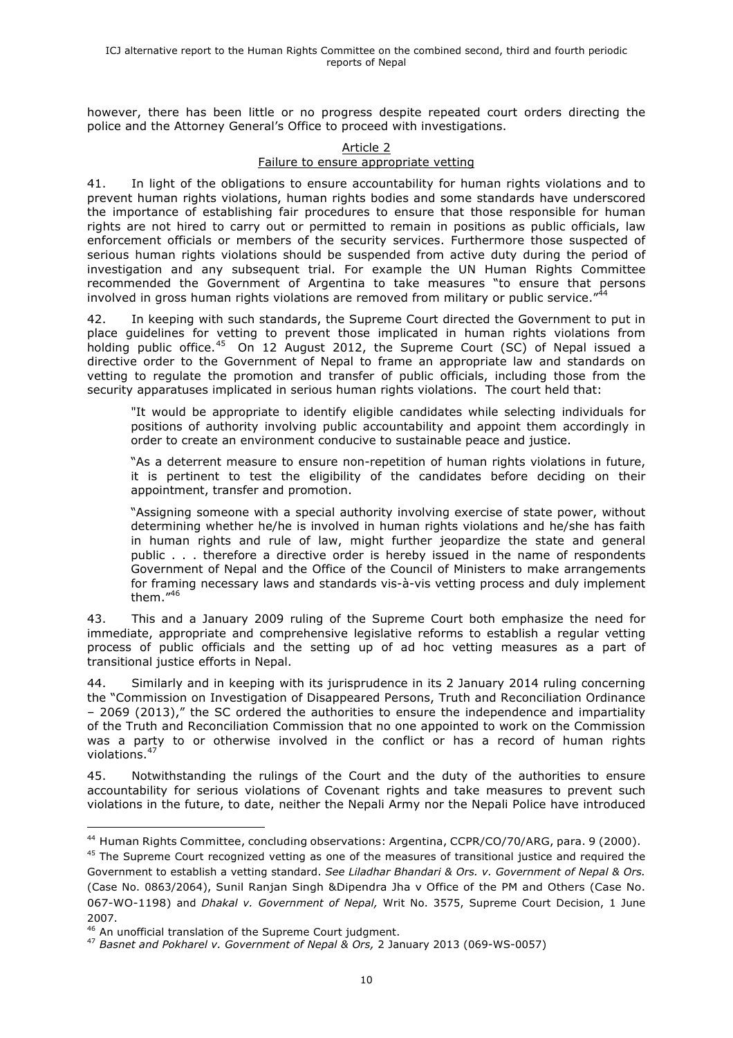however, there has been little or no progress despite repeated court orders directing the police and the Attorney General's Office to proceed with investigations.

## Article 2

### Failure to ensure appropriate vetting

41. In light of the obligations to ensure accountability for human rights violations and to prevent human rights violations, human rights bodies and some standards have underscored the importance of establishing fair procedures to ensure that those responsible for human rights are not hired to carry out or permitted to remain in positions as public officials, law enforcement officials or members of the security services. Furthermore those suspected of serious human rights violations should be suspended from active duty during the period of investigation and any subsequent trial. For example the UN Human Rights Committee recommended the Government of Argentina to take measures "to ensure that persons involved in gross human rights violations are removed from military or public service."[44]

42. In keeping with such standards, the Supreme Court directed the Government to put in place guidelines for vetting to prevent those implicated in human rights violations from holding public office.[45] On 12 August 2012, the Supreme Court (SC) of Nepal issued a directive order to the Government of Nepal to frame an appropriate law and standards on vetting to regulate the promotion and transfer of public officials, including those from the security apparatuses implicated in serious human rights violations. The court held that:

> "It would be appropriate to identify eligible candidates while selecting individuals for positions of authority involving public accountability and appoint them accordingly in order to create an environment conducive to sustainable peace and justice.
>
> "As a deterrent measure to ensure non-repetition of human rights violations in future, it is pertinent to test the eligibility of the candidates before deciding on their appointment, transfer and promotion.
>
> "Assigning someone with a special authority involving exercise of state power, without determining whether he/he is involved in human rights violations and he/she has faith in human rights and rule of law, might further jeopardize the state and general public . . . therefore a directive order is hereby issued in the name of respondents Government of Nepal and the Office of the Council of Ministers to make arrangements for framing necessary laws and standards vis-à-vis vetting process and duly implement them."[46]

43. This and a January 2009 ruling of the Supreme Court both emphasize the need for immediate, appropriate and comprehensive legislative reforms to establish a regular vetting process of public officials and the setting up of ad hoc vetting measures as a part of transitional justice efforts in Nepal.

44. Similarly and in keeping with its jurisprudence in its 2 January 2014 ruling concerning the "Commission on Investigation of Disappeared Persons, Truth and Reconciliation Ordinance – 2069 (2013)," the SC ordered the authorities to ensure the independence and impartiality of the Truth and Reconciliation Commission that no one appointed to work on the Commission was a party to or otherwise involved in the conflict or has a record of human rights violations.[47]

45. Notwithstanding the rulings of the Court and the duty of the authorities to ensure accountability for serious violations of Covenant rights and take measures to prevent such violations in the future, to date, neither the Nepali Army nor the Nepali Police have introduced

---

[44] Human Rights Committee, concluding observations: Argentina, CCPR/CO/70/ARG, para. 9 (2000).

[45] The Supreme Court recognized vetting as one of the measures of transitional justice and required the Government to establish a vetting standard. *See Liladhar Bhandari & Ors. v. Government of Nepal & Ors.* (Case No. 0863/2064), Sunil Ranjan Singh &Dipendra Jha v Office of the PM and Others (Case No. 067-WO-1198) and *Dhakal v. Government of Nepal,* Writ No. 3575, Supreme Court Decision, 1 June 2007.

[46] An unofficial translation of the Supreme Court judgment.

[47] *Basnet and Pokharel v. Government of Nepal & Ors,* 2 January 2013 (069-WS-0057)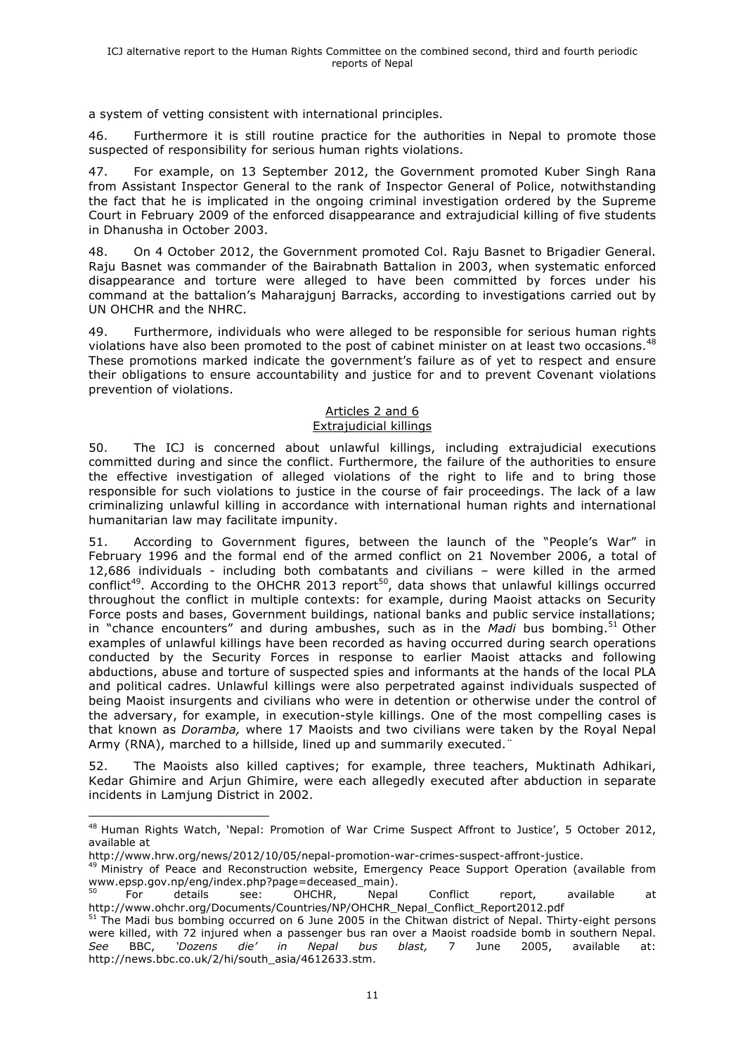a system of vetting consistent with international principles.

46. Furthermore it is still routine practice for the authorities in Nepal to promote those suspected of responsibility for serious human rights violations.

47. For example, on 13 September 2012, the Government promoted Kuber Singh Rana from Assistant Inspector General to the rank of Inspector General of Police, notwithstanding the fact that he is implicated in the ongoing criminal investigation ordered by the Supreme Court in February 2009 of the enforced disappearance and extrajudicial killing of five students in Dhanusha in October 2003.

48. On 4 October 2012, the Government promoted Col. Raju Basnet to Brigadier General. Raju Basnet was commander of the Bairabnath Battalion in 2003, when systematic enforced disappearance and torture were alleged to have been committed by forces under his command at the battalion's Maharajgunj Barracks, according to investigations carried out by UN OHCHR and the NHRC.

49. Furthermore, individuals who were alleged to be responsible for serious human rights violations have also been promoted to the post of cabinet minister on at least two occasions.[48] These promotions marked indicate the government's failure as of yet to respect and ensure their obligations to ensure accountability and justice for and to prevent Covenant violations prevention of violations.

## Articles 2 and 6
## Extrajudicial killings

50. The ICJ is concerned about unlawful killings, including extrajudicial executions committed during and since the conflict. Furthermore, the failure of the authorities to ensure the effective investigation of alleged violations of the right to life and to bring those responsible for such violations to justice in the course of fair proceedings. The lack of a law criminalizing unlawful killing in accordance with international human rights and international humanitarian law may facilitate impunity.

51. According to Government figures, between the launch of the "People's War" in February 1996 and the formal end of the armed conflict on 21 November 2006, a total of 12,686 individuals - including both combatants and civilians – were killed in the armed conflict[49]. According to the OHCHR 2013 report[50], data shows that unlawful killings occurred throughout the conflict in multiple contexts: for example, during Maoist attacks on Security Force posts and bases, Government buildings, national banks and public service installations; in "chance encounters" and during ambushes, such as in the *Madi* bus bombing.[51] Other examples of unlawful killings have been recorded as having occurred during search operations conducted by the Security Forces in response to earlier Maoist attacks and following abductions, abuse and torture of suspected spies and informants at the hands of the local PLA and political cadres. Unlawful killings were also perpetrated against individuals suspected of being Maoist insurgents and civilians who were in detention or otherwise under the control of the adversary, for example, in execution-style killings. One of the most compelling cases is that known as *Doramba,* where 17 Maoists and two civilians were taken by the Royal Nepal Army (RNA), marched to a hillside, lined up and summarily executed.¨

52. The Maoists also killed captives; for example, three teachers, Muktinath Adhikari, Kedar Ghimire and Arjun Ghimire, were each allegedly executed after abduction in separate incidents in Lamjung District in 2002.

---

[48] Human Rights Watch, 'Nepal: Promotion of War Crime Suspect Affront to Justice', 5 October 2012, available at http://www.hrw.org/news/2012/10/05/nepal-promotion-war-crimes-suspect-affront-justice.

[49] Ministry of Peace and Reconstruction website, Emergency Peace Support Operation (available from www.epsp.gov.np/eng/index.php?page=deceased_main).

[50] For details see: OHCHR, Nepal Conflict report, available at http://www.ohchr.org/Documents/Countries/NP/OHCHR_Nepal_Conflict_Report2012.pdf

[51] The Madi bus bombing occurred on 6 June 2005 in the Chitwan district of Nepal. Thirty-eight persons were killed, with 72 injured when a passenger bus ran over a Maoist roadside bomb in southern Nepal. *See* BBC, *'Dozens die' in Nepal bus blast,* 7 June 2005, available at: http://news.bbc.co.uk/2/hi/south_asia/4612633.stm.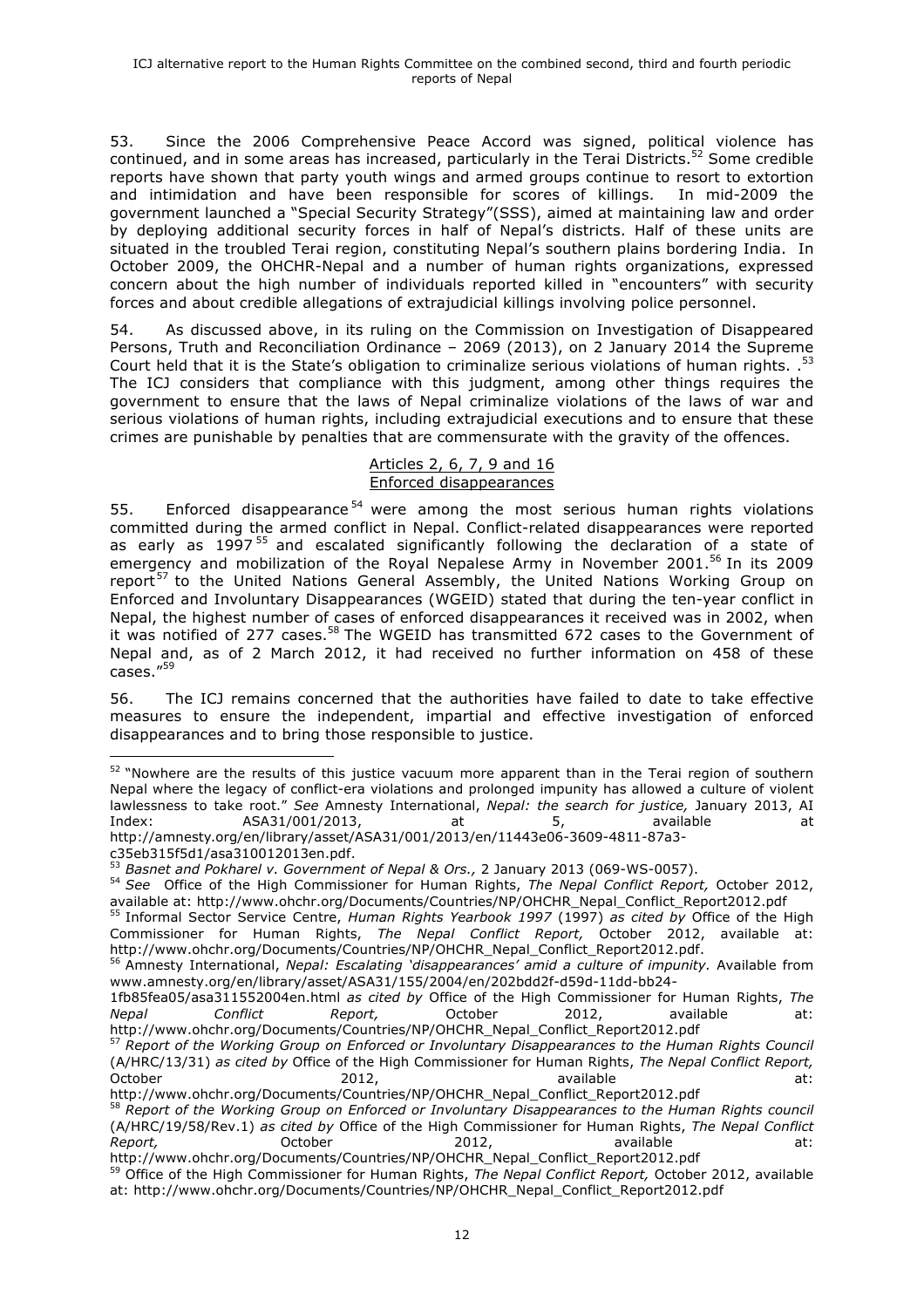53. Since the 2006 Comprehensive Peace Accord was signed, political violence has continued, and in some areas has increased, particularly in the Terai Districts.[52] Some credible reports have shown that party youth wings and armed groups continue to resort to extortion and intimidation and have been responsible for scores of killings. In mid-2009 the government launched a "Special Security Strategy"(SSS), aimed at maintaining law and order by deploying additional security forces in half of Nepal's districts. Half of these units are situated in the troubled Terai region, constituting Nepal's southern plains bordering India. In October 2009, the OHCHR-Nepal and a number of human rights organizations, expressed concern about the high number of individuals reported killed in "encounters" with security forces and about credible allegations of extrajudicial killings involving police personnel.

54. As discussed above, in its ruling on the Commission on Investigation of Disappeared Persons, Truth and Reconciliation Ordinance – 2069 (2013), on 2 January 2014 the Supreme Court held that it is the State's obligation to criminalize serious violations of human rights. .[53] The ICJ considers that compliance with this judgment, among other things requires the government to ensure that the laws of Nepal criminalize violations of the laws of war and serious violations of human rights, including extrajudicial executions and to ensure that these crimes are punishable by penalties that are commensurate with the gravity of the offences.

<u>Articles 2, 6, 7, 9 and 16</u>
<u>Enforced disappearances</u>

55. Enforced disappearance[54] were among the most serious human rights violations committed during the armed conflict in Nepal. Conflict-related disappearances were reported as early as 1997[55] and escalated significantly following the declaration of a state of emergency and mobilization of the Royal Nepalese Army in November 2001.[56] In its 2009 report[57] to the United Nations General Assembly, the United Nations Working Group on Enforced and Involuntary Disappearances (WGEID) stated that during the ten-year conflict in Nepal, the highest number of cases of enforced disappearances it received was in 2002, when it was notified of 277 cases.[58] The WGEID has transmitted 672 cases to the Government of Nepal and, as of 2 March 2012, it had received no further information on 458 of these cases."[59]

56. The ICJ remains concerned that the authorities have failed to date to take effective measures to ensure the independent, impartial and effective investigation of enforced disappearances and to bring those responsible to justice.

---

[52] "Nowhere are the results of this justice vacuum more apparent than in the Terai region of southern Nepal where the legacy of conflict-era violations and prolonged impunity has allowed a culture of violent lawlessness to take root." *See* Amnesty International, *Nepal: the search for justice,* January 2013, AI Index: ASA31/001/2013, at 5, available at http://amnesty.org/en/library/asset/ASA31/001/2013/en/11443e06-3609-4811-87a3-c35eb315f5d1/asa310012013en.pdf.

[53] *Basnet and Pokharel v. Government of Nepal & Ors.,* 2 January 2013 (069-WS-0057).

[54] *See* Office of the High Commissioner for Human Rights, *The Nepal Conflict Report,* October 2012, available at: http://www.ohchr.org/Documents/Countries/NP/OHCHR_Nepal_Conflict_Report2012.pdf

[55] Informal Sector Service Centre, *Human Rights Yearbook 1997* (1997) *as cited by* Office of the High Commissioner for Human Rights, *The Nepal Conflict Report,* October 2012, available at: http://www.ohchr.org/Documents/Countries/NP/OHCHR_Nepal_Conflict_Report2012.pdf.

[56] Amnesty International, *Nepal: Escalating 'disappearances' amid a culture of impunity.* Available from www.amnesty.org/en/library/asset/ASA31/155/2004/en/202bdd2f-d59d-11dd-bb24-1fb85fea05/asa311552004en.html *as cited by* Office of the High Commissioner for Human Rights, *The Nepal Conflict Report,* October 2012, available at: http://www.ohchr.org/Documents/Countries/NP/OHCHR_Nepal_Conflict_Report2012.pdf

[57] *Report of the Working Group on Enforced or Involuntary Disappearances to the Human Rights Council* (A/HRC/13/31) *as cited by* Office of the High Commissioner for Human Rights, *The Nepal Conflict Report,* October 2012, available at: http://www.ohchr.org/Documents/Countries/NP/OHCHR_Nepal_Conflict_Report2012.pdf

[58] *Report of the Working Group on Enforced or Involuntary Disappearances to the Human Rights council* (A/HRC/19/58/Rev.1) *as cited by* Office of the High Commissioner for Human Rights, *The Nepal Conflict Report,* October 2012, available at: http://www.ohchr.org/Documents/Countries/NP/OHCHR_Nepal_Conflict_Report2012.pdf

[59] Office of the High Commissioner for Human Rights, *The Nepal Conflict Report,* October 2012, available at: http://www.ohchr.org/Documents/Countries/NP/OHCHR_Nepal_Conflict_Report2012.pdf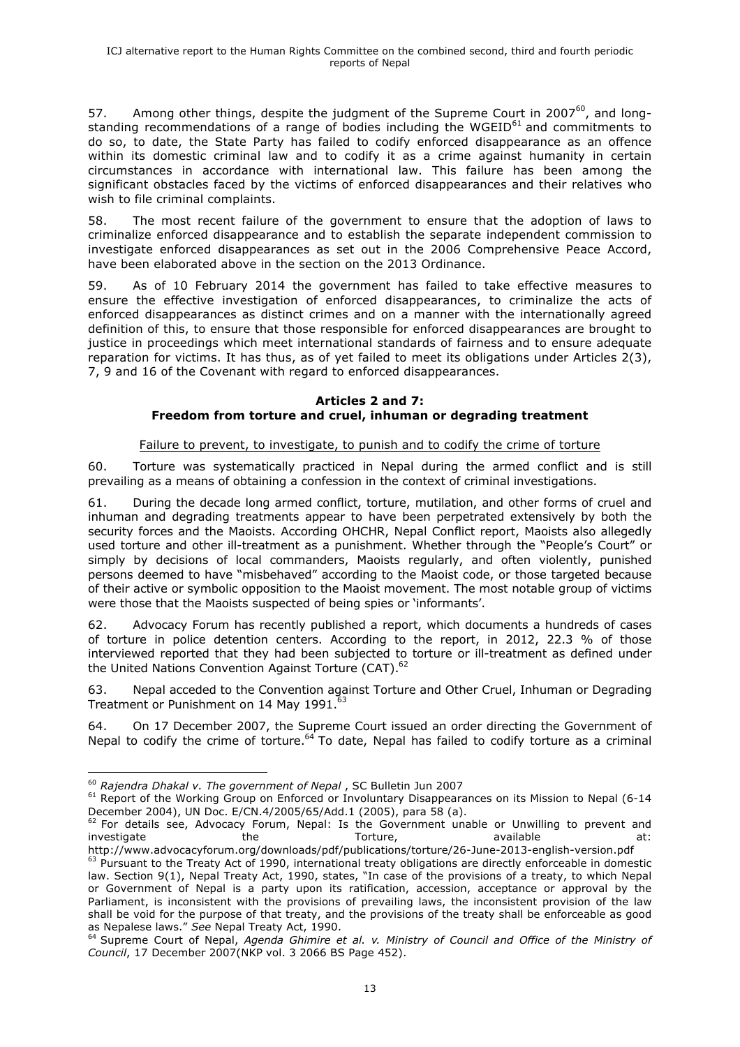57. Among other things, despite the judgment of the Supreme Court in 2007[60], and long-standing recommendations of a range of bodies including the WGEID[61] and commitments to do so, to date, the State Party has failed to codify enforced disappearance as an offence within its domestic criminal law and to codify it as a crime against humanity in certain circumstances in accordance with international law. This failure has been among the significant obstacles faced by the victims of enforced disappearances and their relatives who wish to file criminal complaints.

58. The most recent failure of the government to ensure that the adoption of laws to criminalize enforced disappearance and to establish the separate independent commission to investigate enforced disappearances as set out in the 2006 Comprehensive Peace Accord, have been elaborated above in the section on the 2013 Ordinance.

59. As of 10 February 2014 the government has failed to take effective measures to ensure the effective investigation of enforced disappearances, to criminalize the acts of enforced disappearances as distinct crimes and on a manner with the internationally agreed definition of this, to ensure that those responsible for enforced disappearances are brought to justice in proceedings which meet international standards of fairness and to ensure adequate reparation for victims. It has thus, as of yet failed to meet its obligations under Articles 2(3), 7, 9 and 16 of the Covenant with regard to enforced disappearances.

### Articles 2 and 7:
### Freedom from torture and cruel, inhuman or degrading treatment

Failure to prevent, to investigate, to punish and to codify the crime of torture

60. Torture was systematically practiced in Nepal during the armed conflict and is still prevailing as a means of obtaining a confession in the context of criminal investigations.

61. During the decade long armed conflict, torture, mutilation, and other forms of cruel and inhuman and degrading treatments appear to have been perpetrated extensively by both the security forces and the Maoists. According OHCHR, Nepal Conflict report, Maoists also allegedly used torture and other ill-treatment as a punishment. Whether through the "People's Court" or simply by decisions of local commanders, Maoists regularly, and often violently, punished persons deemed to have "misbehaved" according to the Maoist code, or those targeted because of their active or symbolic opposition to the Maoist movement. The most notable group of victims were those that the Maoists suspected of being spies or 'informants'.

62. Advocacy Forum has recently published a report, which documents a hundreds of cases of torture in police detention centers. According to the report, in 2012, 22.3 % of those interviewed reported that they had been subjected to torture or ill-treatment as defined under the United Nations Convention Against Torture (CAT).[62]

63. Nepal acceded to the Convention against Torture and Other Cruel, Inhuman or Degrading Treatment or Punishment on 14 May 1991.[63]

64. On 17 December 2007, the Supreme Court issued an order directing the Government of Nepal to codify the crime of torture.[64] To date, Nepal has failed to codify torture as a criminal

---

[60] *Rajendra Dhakal v. The government of Nepal* , SC Bulletin Jun 2007

[61] Report of the Working Group on Enforced or Involuntary Disappearances on its Mission to Nepal (6-14 December 2004), UN Doc. E/CN.4/2005/65/Add.1 (2005), para 58 (a).

[62] For details see, Advocacy Forum, Nepal: Is the Government unable or Unwilling to prevent and investigate the Torture, available at: http://www.advocacyforum.org/downloads/pdf/publications/torture/26-June-2013-english-version.pdf

[63] Pursuant to the Treaty Act of 1990, international treaty obligations are directly enforceable in domestic law. Section 9(1), Nepal Treaty Act, 1990, states, "In case of the provisions of a treaty, to which Nepal or Government of Nepal is a party upon its ratification, accession, acceptance or approval by the Parliament, is inconsistent with the provisions of prevailing laws, the inconsistent provision of the law shall be void for the purpose of that treaty, and the provisions of the treaty shall be enforceable as good as Nepalese laws." *See* Nepal Treaty Act, 1990.

[64] Supreme Court of Nepal, *Agenda Ghimire et al. v. Ministry of Council and Office of the Ministry of Council*, 17 December 2007(NKP vol. 3 2066 BS Page 452).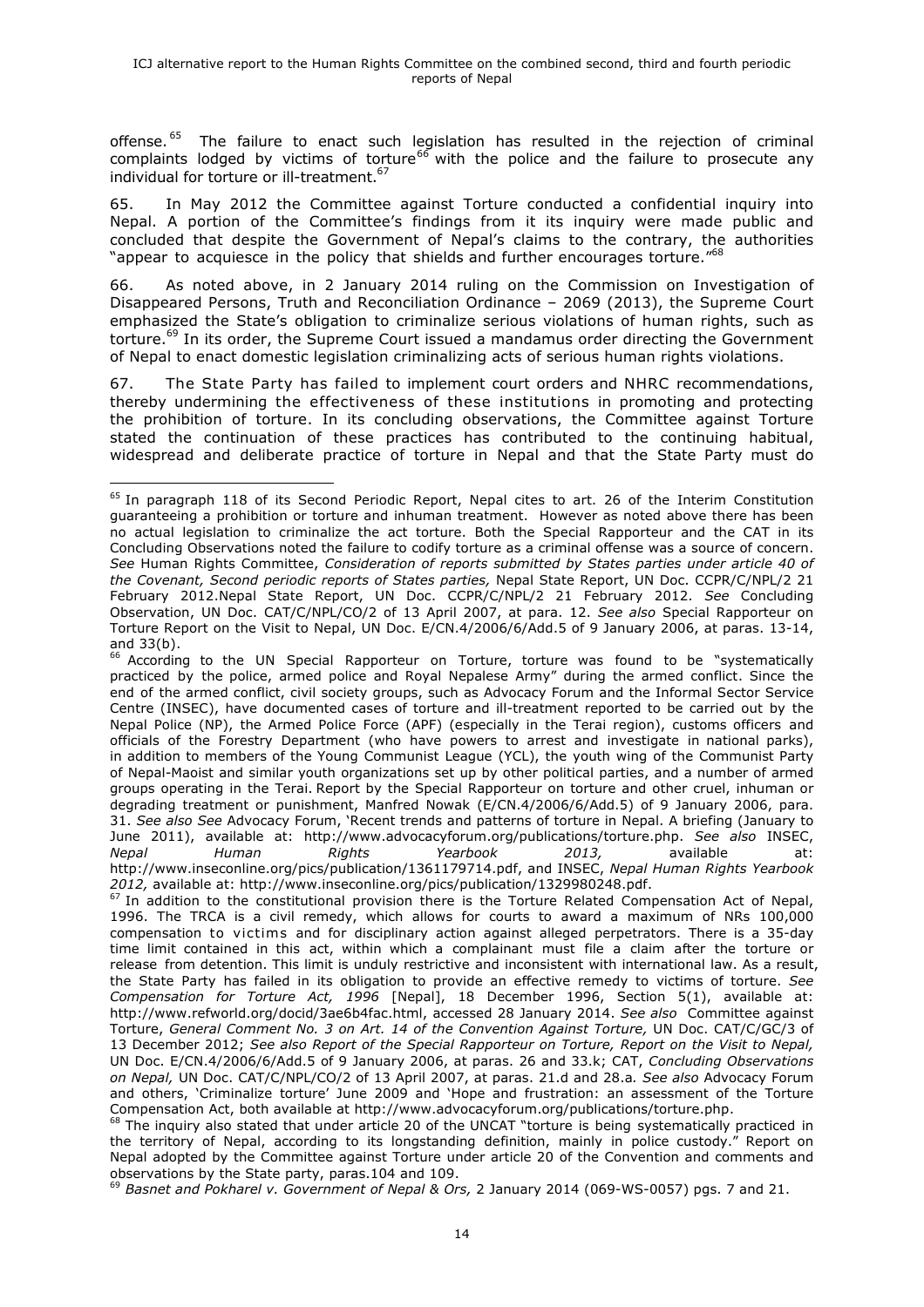offense.[65] The failure to enact such legislation has resulted in the rejection of criminal complaints lodged by victims of torture[66] with the police and the failure to prosecute any individual for torture or ill-treatment.[67]

65. In May 2012 the Committee against Torture conducted a confidential inquiry into Nepal. A portion of the Committee's findings from it its inquiry were made public and concluded that despite the Government of Nepal's claims to the contrary, the authorities "appear to acquiesce in the policy that shields and further encourages torture."[68]

66. As noted above, in 2 January 2014 ruling on the Commission on Investigation of Disappeared Persons, Truth and Reconciliation Ordinance – 2069 (2013), the Supreme Court emphasized the State's obligation to criminalize serious violations of human rights, such as torture.[69] In its order, the Supreme Court issued a mandamus order directing the Government of Nepal to enact domestic legislation criminalizing acts of serious human rights violations.

67. The State Party has failed to implement court orders and NHRC recommendations, thereby undermining the effectiveness of these institutions in promoting and protecting the prohibition of torture. In its concluding observations, the Committee against Torture stated the continuation of these practices has contributed to the continuing habitual, widespread and deliberate practice of torture in Nepal and that the State Party must do

---

[65] In paragraph 118 of its Second Periodic Report, Nepal cites to art. 26 of the Interim Constitution guaranteeing a prohibition or torture and inhuman treatment. However as noted above there has been no actual legislation to criminalize the act torture. Both the Special Rapporteur and the CAT in its Concluding Observations noted the failure to codify torture as a criminal offense was a source of concern. *See* Human Rights Committee, *Consideration of reports submitted by States parties under article 40 of the Covenant, Second periodic reports of States parties,* Nepal State Report, UN Doc. CCPR/C/NPL/2 21 February 2012.Nepal State Report, UN Doc. CCPR/C/NPL/2 21 February 2012. *See* Concluding Observation, UN Doc. CAT/C/NPL/CO/2 of 13 April 2007, at para. 12. *See also* Special Rapporteur on Torture Report on the Visit to Nepal, UN Doc. E/CN.4/2006/6/Add.5 of 9 January 2006, at paras. 13-14, and 33(b).

[66] According to the UN Special Rapporteur on Torture, torture was found to be "systematically practiced by the police, armed police and Royal Nepalese Army" during the armed conflict. Since the end of the armed conflict, civil society groups, such as Advocacy Forum and the Informal Sector Service Centre (INSEC), have documented cases of torture and ill-treatment reported to be carried out by the Nepal Police (NP), the Armed Police Force (APF) (especially in the Terai region), customs officers and officials of the Forestry Department (who have powers to arrest and investigate in national parks), in addition to members of the Young Communist League (YCL), the youth wing of the Communist Party of Nepal-Maoist and similar youth organizations set up by other political parties, and a number of armed groups operating in the Terai. Report by the Special Rapporteur on torture and other cruel, inhuman or degrading treatment or punishment, Manfred Nowak (E/CN.4/2006/6/Add.5) of 9 January 2006, para. 31. *See also See* Advocacy Forum, 'Recent trends and patterns of torture in Nepal. A briefing (January to June 2011), available at: http://www.advocacyforum.org/publications/torture.php. *See also* INSEC, *Nepal Human Rights Yearbook 2013,* available at: http://www.inseconline.org/pics/publication/1361179714.pdf, and INSEC, *Nepal Human Rights Yearbook 2012,* available at: http://www.inseconline.org/pics/publication/1329980248.pdf.

[67] In addition to the constitutional provision there is the Torture Related Compensation Act of Nepal, 1996. The TRCA is a civil remedy, which allows for courts to award a maximum of NRs 100,000 compensation to victims and for disciplinary action against alleged perpetrators. There is a 35-day time limit contained in this act, within which a complainant must file a claim after the torture or release from detention. This limit is unduly restrictive and inconsistent with international law. As a result, the State Party has failed in its obligation to provide an effective remedy to victims of torture. *See Compensation for Torture Act, 1996* [Nepal], 18 December 1996, Section 5(1), available at: http://www.refworld.org/docid/3ae6b4fac.html, accessed 28 January 2014. *See also* Committee against Torture, *General Comment No. 3 on Art. 14 of the Convention Against Torture,* UN Doc. CAT/C/GC/3 of 13 December 2012; *See also Report of the Special Rapporteur on Torture, Report on the Visit to Nepal,* UN Doc. E/CN.4/2006/6/Add.5 of 9 January 2006, at paras. 26 and 33.k; CAT, *Concluding Observations on Nepal,* UN Doc. CAT/C/NPL/CO/2 of 13 April 2007, at paras. 21.d and 28.a*. See also* Advocacy Forum and others, 'Criminalize torture' June 2009 and 'Hope and frustration: an assessment of the Torture Compensation Act, both available at http://www.advocacyforum.org/publications/torture.php.

[68] The inquiry also stated that under article 20 of the UNCAT "torture is being systematically practiced in the territory of Nepal, according to its longstanding definition, mainly in police custody." Report on Nepal adopted by the Committee against Torture under article 20 of the Convention and comments and observations by the State party, paras.104 and 109.

[69] *Basnet and Pokharel v. Government of Nepal & Ors,* 2 January 2014 (069-WS-0057) pgs. 7 and 21.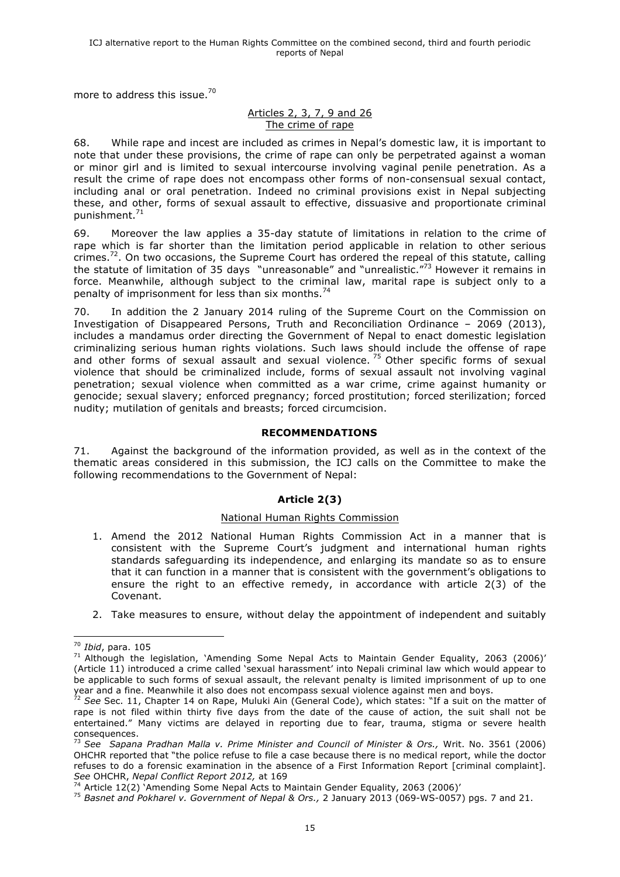more to address this issue.[70]

### Articles 2, 3, 7, 9 and 26
### The crime of rape

68. While rape and incest are included as crimes in Nepal's domestic law, it is important to note that under these provisions, the crime of rape can only be perpetrated against a woman or minor girl and is limited to sexual intercourse involving vaginal penile penetration. As a result the crime of rape does not encompass other forms of non-consensual sexual contact, including anal or oral penetration. Indeed no criminal provisions exist in Nepal subjecting these, and other, forms of sexual assault to effective, dissuasive and proportionate criminal punishment.[71]

69. Moreover the law applies a 35-day statute of limitations in relation to the crime of rape which is far shorter than the limitation period applicable in relation to other serious crimes.[72]. On two occasions, the Supreme Court has ordered the repeal of this statute, calling the statute of limitation of 35 days "unreasonable" and "unrealistic."[73] However it remains in force. Meanwhile, although subject to the criminal law, marital rape is subject only to a penalty of imprisonment for less than six months.[74]

70. In addition the 2 January 2014 ruling of the Supreme Court on the Commission on Investigation of Disappeared Persons, Truth and Reconciliation Ordinance – 2069 (2013), includes a mandamus order directing the Government of Nepal to enact domestic legislation criminalizing serious human rights violations. Such laws should include the offense of rape and other forms of sexual assault and sexual violence.[75] Other specific forms of sexual violence that should be criminalized include, forms of sexual assault not involving vaginal penetration; sexual violence when committed as a war crime, crime against humanity or genocide; sexual slavery; enforced pregnancy; forced prostitution; forced sterilization; forced nudity; mutilation of genitals and breasts; forced circumcision.

## RECOMMENDATIONS

71. Against the background of the information provided, as well as in the context of the thematic areas considered in this submission, the ICJ calls on the Committee to make the following recommendations to the Government of Nepal:

### Article 2(3)

#### National Human Rights Commission

1. Amend the 2012 National Human Rights Commission Act in a manner that is consistent with the Supreme Court's judgment and international human rights standards safeguarding its independence, and enlarging its mandate so as to ensure that it can function in a manner that is consistent with the government's obligations to ensure the right to an effective remedy, in accordance with article 2(3) of the Covenant.

2. Take measures to ensure, without delay the appointment of independent and suitably

---

[70] *Ibid*, para. 105

[71] Although the legislation, 'Amending Some Nepal Acts to Maintain Gender Equality, 2063 (2006)' (Article 11) introduced a crime called 'sexual harassment' into Nepali criminal law which would appear to be applicable to such forms of sexual assault, the relevant penalty is limited imprisonment of up to one year and a fine. Meanwhile it also does not encompass sexual violence against men and boys.

[72] *See* Sec. 11, Chapter 14 on Rape, Muluki Ain (General Code), which states: "If a suit on the matter of rape is not filed within thirty five days from the date of the cause of action, the suit shall not be entertained." Many victims are delayed in reporting due to fear, trauma, stigma or severe health consequences.

[73] *See Sapana Pradhan Malla v. Prime Minister and Council of Minister & Ors.,* Writ. No. 3561 (2006) OHCHR reported that "the police refuse to file a case because there is no medical report, while the doctor refuses to do a forensic examination in the absence of a First Information Report [criminal complaint]. *See* OHCHR, *Nepal Conflict Report 2012,* at 169

[74] Article 12(2) 'Amending Some Nepal Acts to Maintain Gender Equality, 2063 (2006)'

[75] *Basnet and Pokharel v. Government of Nepal & Ors.,* 2 January 2013 (069-WS-0057) pgs. 7 and 21.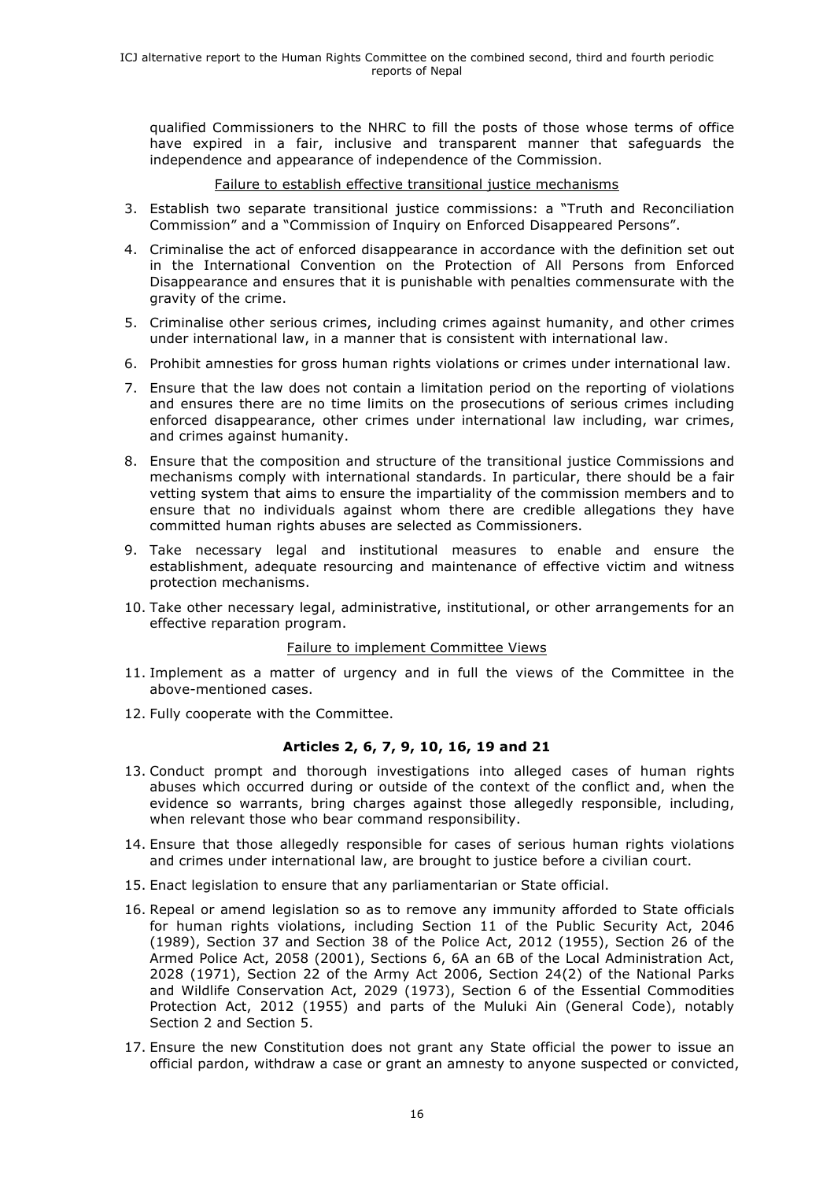qualified Commissioners to the NHRC to fill the posts of those whose terms of office have expired in a fair, inclusive and transparent manner that safeguards the independence and appearance of independence of the Commission.

<u>Failure to establish effective transitional justice mechanisms</u>

3. Establish two separate transitional justice commissions: a "Truth and Reconciliation Commission" and a "Commission of Inquiry on Enforced Disappeared Persons".
4. Criminalise the act of enforced disappearance in accordance with the definition set out in the International Convention on the Protection of All Persons from Enforced Disappearance and ensures that it is punishable with penalties commensurate with the gravity of the crime.
5. Criminalise other serious crimes, including crimes against humanity, and other crimes under international law, in a manner that is consistent with international law.
6. Prohibit amnesties for gross human rights violations or crimes under international law.
7. Ensure that the law does not contain a limitation period on the reporting of violations and ensures there are no time limits on the prosecutions of serious crimes including enforced disappearance, other crimes under international law including, war crimes, and crimes against humanity.
8. Ensure that the composition and structure of the transitional justice Commissions and mechanisms comply with international standards. In particular, there should be a fair vetting system that aims to ensure the impartiality of the commission members and to ensure that no individuals against whom there are credible allegations they have committed human rights abuses are selected as Commissioners.
9. Take necessary legal and institutional measures to enable and ensure the establishment, adequate resourcing and maintenance of effective victim and witness protection mechanisms.
10. Take other necessary legal, administrative, institutional, or other arrangements for an effective reparation program.

<u>Failure to implement Committee Views</u>

11. Implement as a matter of urgency and in full the views of the Committee in the above-mentioned cases.
12. Fully cooperate with the Committee.

**Articles 2, 6, 7, 9, 10, 16, 19 and 21**

13. Conduct prompt and thorough investigations into alleged cases of human rights abuses which occurred during or outside of the context of the conflict and, when the evidence so warrants, bring charges against those allegedly responsible, including, when relevant those who bear command responsibility.
14. Ensure that those allegedly responsible for cases of serious human rights violations and crimes under international law, are brought to justice before a civilian court.
15. Enact legislation to ensure that any parliamentarian or State official.
16. Repeal or amend legislation so as to remove any immunity afforded to State officials for human rights violations, including Section 11 of the Public Security Act, 2046 (1989), Section 37 and Section 38 of the Police Act, 2012 (1955), Section 26 of the Armed Police Act, 2058 (2001), Sections 6, 6A an 6B of the Local Administration Act, 2028 (1971), Section 22 of the Army Act 2006, Section 24(2) of the National Parks and Wildlife Conservation Act, 2029 (1973), Section 6 of the Essential Commodities Protection Act, 2012 (1955) and parts of the Muluki Ain (General Code), notably Section 2 and Section 5.
17. Ensure the new Constitution does not grant any State official the power to issue an official pardon, withdraw a case or grant an amnesty to anyone suspected or convicted,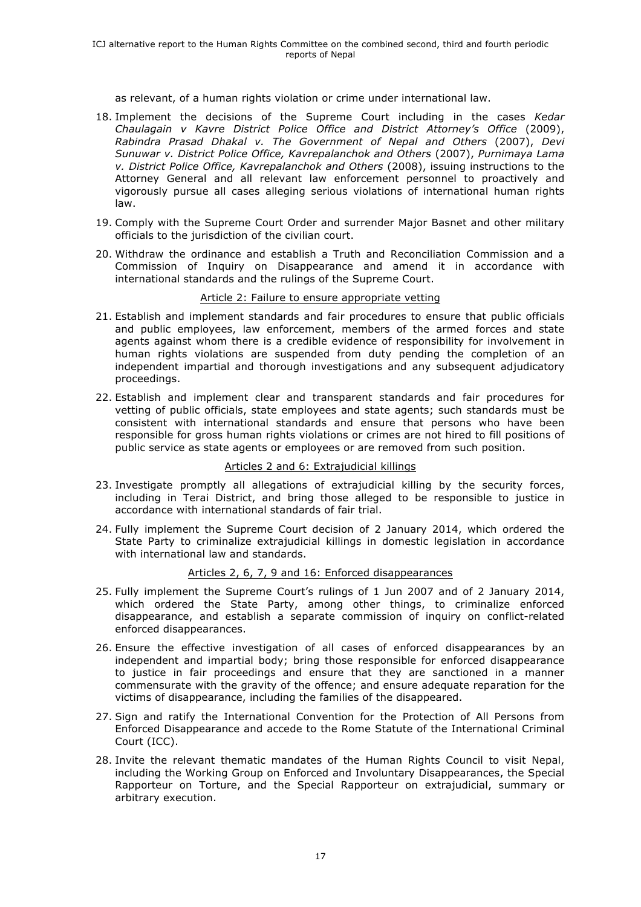as relevant, of a human rights violation or crime under international law.

18. Implement the decisions of the Supreme Court including in the cases *Kedar Chaulagain v Kavre District Police Office and District Attorney's Office* (2009), *Rabindra Prasad Dhakal v. The Government of Nepal and Others* (2007), *Devi Sunuwar v. District Police Office, Kavrepalanchok and Others* (2007), *Purnimaya Lama v. District Police Office, Kavrepalanchok and Others* (2008), issuing instructions to the Attorney General and all relevant law enforcement personnel to proactively and vigorously pursue all cases alleging serious violations of international human rights law.

19. Comply with the Supreme Court Order and surrender Major Basnet and other military officials to the jurisdiction of the civilian court.

20. Withdraw the ordinance and establish a Truth and Reconciliation Commission and a Commission of Inquiry on Disappearance and amend it in accordance with international standards and the rulings of the Supreme Court.

Article 2: Failure to ensure appropriate vetting

21. Establish and implement standards and fair procedures to ensure that public officials and public employees, law enforcement, members of the armed forces and state agents against whom there is a credible evidence of responsibility for involvement in human rights violations are suspended from duty pending the completion of an independent impartial and thorough investigations and any subsequent adjudicatory proceedings.

22. Establish and implement clear and transparent standards and fair procedures for vetting of public officials, state employees and state agents; such standards must be consistent with international standards and ensure that persons who have been responsible for gross human rights violations or crimes are not hired to fill positions of public service as state agents or employees or are removed from such position.

Articles 2 and 6: Extrajudicial killings

23. Investigate promptly all allegations of extrajudicial killing by the security forces, including in Terai District, and bring those alleged to be responsible to justice in accordance with international standards of fair trial.

24. Fully implement the Supreme Court decision of 2 January 2014, which ordered the State Party to criminalize extrajudicial killings in domestic legislation in accordance with international law and standards.

Articles 2, 6, 7, 9 and 16: Enforced disappearances

25. Fully implement the Supreme Court's rulings of 1 Jun 2007 and of 2 January 2014, which ordered the State Party, among other things, to criminalize enforced disappearance, and establish a separate commission of inquiry on conflict-related enforced disappearances.

26. Ensure the effective investigation of all cases of enforced disappearances by an independent and impartial body; bring those responsible for enforced disappearance to justice in fair proceedings and ensure that they are sanctioned in a manner commensurate with the gravity of the offence; and ensure adequate reparation for the victims of disappearance, including the families of the disappeared.

27. Sign and ratify the International Convention for the Protection of All Persons from Enforced Disappearance and accede to the Rome Statute of the International Criminal Court (ICC).

28. Invite the relevant thematic mandates of the Human Rights Council to visit Nepal, including the Working Group on Enforced and Involuntary Disappearances, the Special Rapporteur on Torture, and the Special Rapporteur on extrajudicial, summary or arbitrary execution.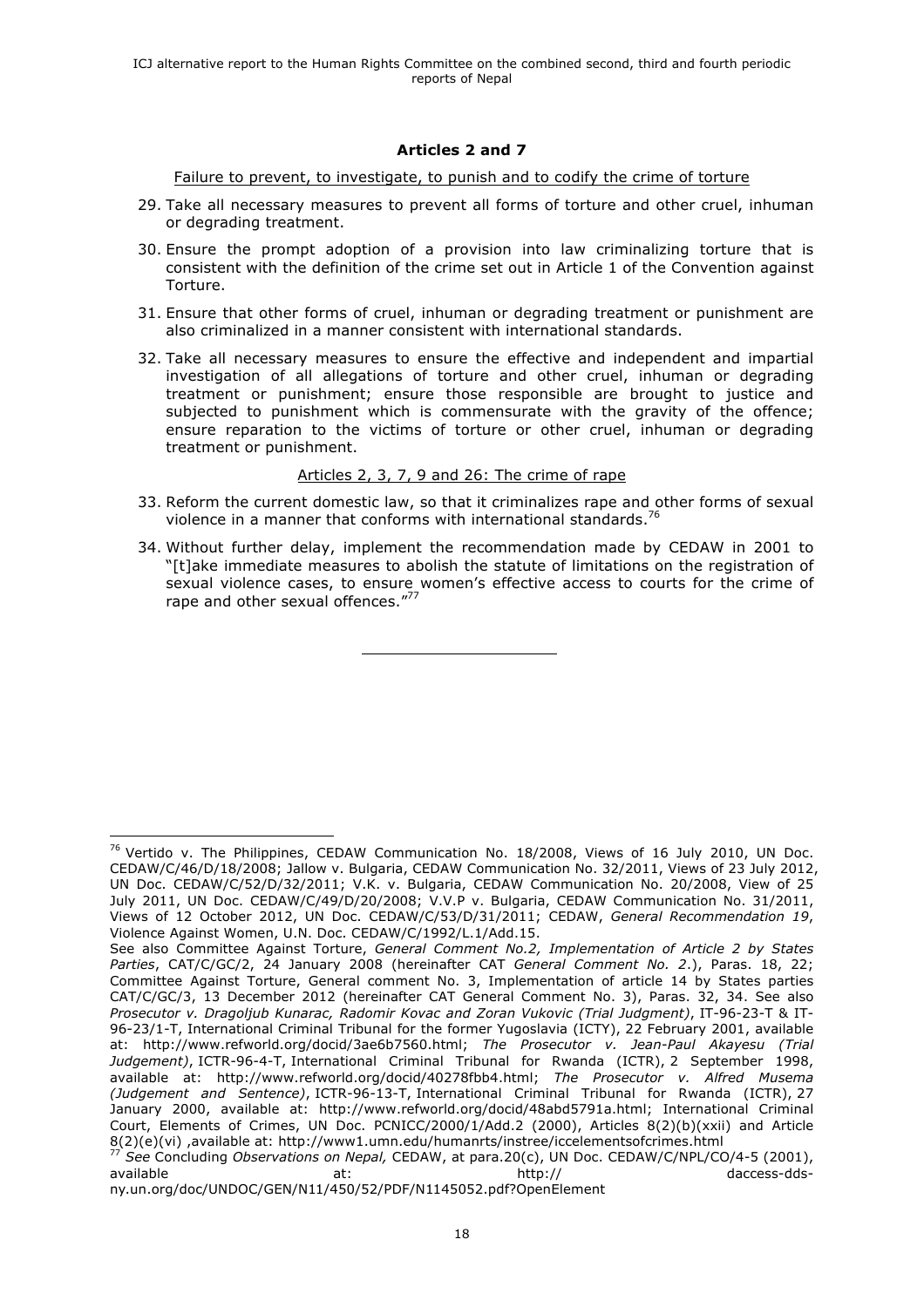### Articles 2 and 7

Failure to prevent, to investigate, to punish and to codify the crime of torture

29. Take all necessary measures to prevent all forms of torture and other cruel, inhuman or degrading treatment.

30. Ensure the prompt adoption of a provision into law criminalizing torture that is consistent with the definition of the crime set out in Article 1 of the Convention against Torture.

31. Ensure that other forms of cruel, inhuman or degrading treatment or punishment are also criminalized in a manner consistent with international standards.

32. Take all necessary measures to ensure the effective and independent and impartial investigation of all allegations of torture and other cruel, inhuman or degrading treatment or punishment; ensure those responsible are brought to justice and subjected to punishment which is commensurate with the gravity of the offence; ensure reparation to the victims of torture or other cruel, inhuman or degrading treatment or punishment.

Articles 2, 3, 7, 9 and 26: The crime of rape

33. Reform the current domestic law, so that it criminalizes rape and other forms of sexual violence in a manner that conforms with international standards.[76]

34. Without further delay, implement the recommendation made by CEDAW in 2001 to "[t]ake immediate measures to abolish the statute of limitations on the registration of sexual violence cases, to ensure women's effective access to courts for the crime of rape and other sexual offences."[77]

---

[76] Vertido v. The Philippines, CEDAW Communication No. 18/2008, Views of 16 July 2010, UN Doc. CEDAW/C/46/D/18/2008; Jallow v. Bulgaria, CEDAW Communication No. 32/2011, Views of 23 July 2012, UN Doc. CEDAW/C/52/D/32/2011; V.K. v. Bulgaria, CEDAW Communication No. 20/2008, View of 25 July 2011, UN Doc. CEDAW/C/49/D/20/2008; V.V.P v. Bulgaria, CEDAW Communication No. 31/2011, Views of 12 October 2012, UN Doc. CEDAW/C/53/D/31/2011; CEDAW, *General Recommendation 19*, Violence Against Women, U.N. Doc. CEDAW/C/1992/L.1/Add.15.
See also Committee Against Torture, *General Comment No.2, Implementation of Article 2 by States Parties*, CAT/C/GC/2, 24 January 2008 (hereinafter CAT *General Comment No. 2*.), Paras. 18, 22; Committee Against Torture, General comment No. 3, Implementation of article 14 by States parties CAT/C/GC/3, 13 December 2012 (hereinafter CAT General Comment No. 3), Paras. 32, 34. See also *Prosecutor v. Dragoljub Kunarac, Radomir Kovac and Zoran Vukovic (Trial Judgment)*, IT-96-23-T & IT-96-23/1-T, International Criminal Tribunal for the former Yugoslavia (ICTY), 22 February 2001, available at: http://www.refworld.org/docid/3ae6b7560.html; *The Prosecutor v. Jean-Paul Akayesu (Trial Judgement)*, ICTR-96-4-T, International Criminal Tribunal for Rwanda (ICTR), 2 September 1998, available at: http://www.refworld.org/docid/40278fbb4.html; *The Prosecutor v. Alfred Musema (Judgement and Sentence)*, ICTR-96-13-T, International Criminal Tribunal for Rwanda (ICTR), 27 January 2000, available at: http://www.refworld.org/docid/48abd5791a.html; International Criminal Court, Elements of Crimes, UN Doc. PCNICC/2000/1/Add.2 (2000), Articles 8(2)(b)(xxii) and Article 8(2)(e)(vi) ,available at: http://www1.umn.edu/humanrts/instree/iccelementsofcrimes.html

[77] *See* Concluding *Observations on Nepal,* CEDAW, at para.20(c), UN Doc. CEDAW/C/NPL/CO/4-5 (2001), available at: http:// daccess-dds-ny.un.org/doc/UNDOC/GEN/N11/450/52/PDF/N1145052.pdf?OpenElement